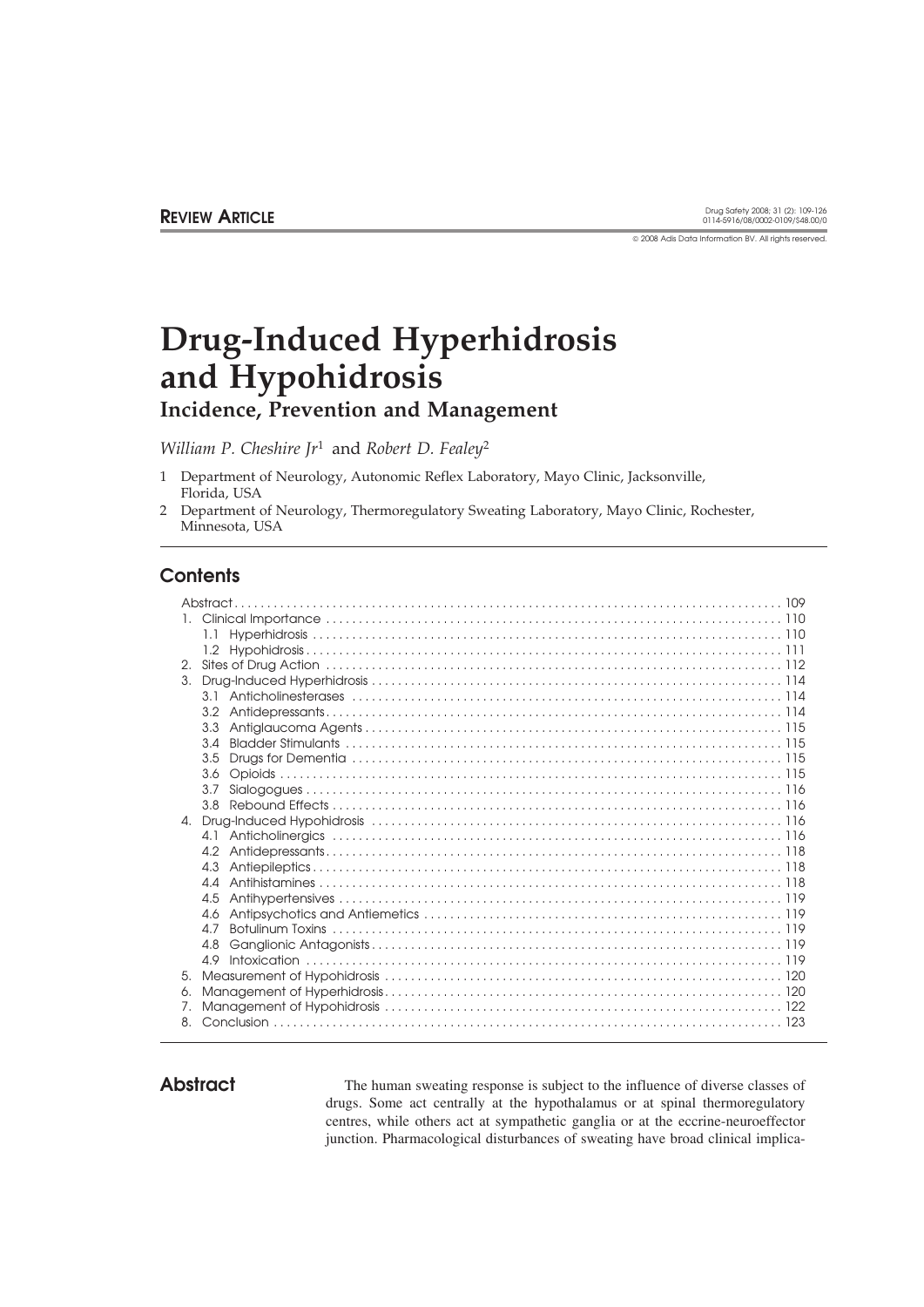REVIEW ARTICLE

# Drug-Induced Hyperhidrosis and Hypohidrosis

## Incidence, Prevention and Management

*William P. Cheshire Jr*[1] and *Robert D. Fealey*[2]

1 Department of Neurology, Autonomic Reflex Laboratory, Mayo Clinic, Jacksonville, Florida, USA

2 Department of Neurology, Thermoregulatory Sweating Laboratory, Mayo Clinic, Rochester, Minnesota, USA

## Contents

- Abstract ... 109
- 1. Clinical Importance ... 110
  - 1.1 Hyperhidrosis ... 110
  - 1.2 Hypohidrosis ... 111
- 2. Sites of Drug Action ... 112
- 3. Drug-Induced Hyperhidrosis ... 114
  - 3.1 Anticholinesterases ... 114
  - 3.2 Antidepressants ... 114
  - 3.3 Antiglaucoma Agents ... 115
  - 3.4 Bladder Stimulants ... 115
  - 3.5 Drugs for Dementia ... 115
  - 3.6 Opioids ... 115
  - 3.7 Sialogogues ... 116
  - 3.8 Rebound Effects ... 116
- 4. Drug-Induced Hypohidrosis ... 116
  - 4.1 Anticholinergics ... 116
  - 4.2 Antidepressants ... 118
  - 4.3 Antiepileptics ... 118
  - 4.4 Antihistamines ... 118
  - 4.5 Antihypertensives ... 119
  - 4.6 Antipsychotics and Antiemetics ... 119
  - 4.7 Botulinum Toxins ... 119
  - 4.8 Ganglionic Antagonists ... 119
  - 4.9 Intoxication ... 119
- 5. Measurement of Hypohidrosis ... 120
- 6. Management of Hyperhidrosis ... 120
- 7. Management of Hypohidrosis ... 122
- 8. Conclusion ... 123

## Abstract

The human sweating response is subject to the influence of diverse classes of drugs. Some act centrally at the hypothalamus or at spinal thermoregulatory centres, while others act at sympathetic ganglia or at the eccrine-neuroeffector junction. Pharmacological disturbances of sweating have broad clinical implica-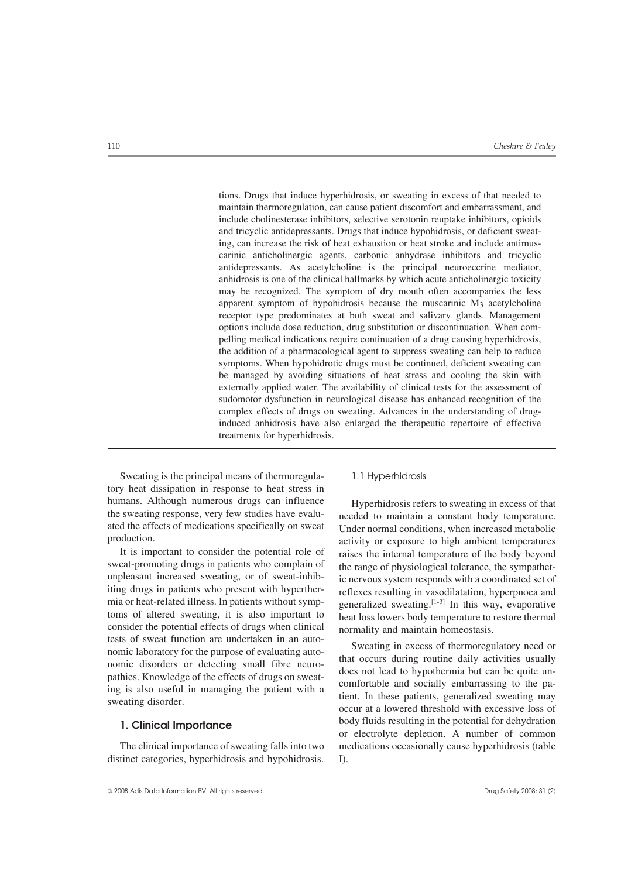tions. Drugs that induce hyperhidrosis, or sweating in excess of that needed to maintain thermoregulation, can cause patient discomfort and embarrassment, and include cholinesterase inhibitors, selective serotonin reuptake inhibitors, opioids and tricyclic antidepressants. Drugs that induce hypohidrosis, or deficient sweating, can increase the risk of heat exhaustion or heat stroke and include antimuscarinic anticholinergic agents, carbonic anhydrase inhibitors and tricyclic antidepressants. As acetylcholine is the principal neuroeccrine mediator, anhidrosis is one of the clinical hallmarks by which acute anticholinergic toxicity may be recognized. The symptom of dry mouth often accompanies the less apparent symptom of hypohidrosis because the muscarinic $M_3$ acetylcholine receptor type predominates at both sweat and salivary glands. Management options include dose reduction, drug substitution or discontinuation. When compelling medical indications require continuation of a drug causing hyperhidrosis, the addition of a pharmacological agent to suppress sweating can help to reduce symptoms. When hypohidrotic drugs must be continued, deficient sweating can be managed by avoiding situations of heat stress and cooling the skin with externally applied water. The availability of clinical tests for the assessment of sudomotor dysfunction in neurological disease has enhanced recognition of the complex effects of drugs on sweating. Advances in the understanding of drug-induced anhidrosis have also enlarged the therapeutic repertoire of effective treatments for hyperhidrosis.

---

Sweating is the principal means of thermoregulatory heat dissipation in response to heat stress in humans. Although numerous drugs can influence the sweating response, very few studies have evaluated the effects of medications specifically on sweat production.

It is important to consider the potential role of sweat-promoting drugs in patients who complain of unpleasant increased sweating, or of sweat-inhibiting drugs in patients who present with hyperthermia or heat-related illness. In patients without symptoms of altered sweating, it is also important to consider the potential effects of drugs when clinical tests of sweat function are undertaken in an autonomic laboratory for the purpose of evaluating autonomic disorders or detecting small fibre neuropathies. Knowledge of the effects of drugs on sweating is also useful in managing the patient with a sweating disorder.

## 1. Clinical Importance

The clinical importance of sweating falls into two distinct categories, hyperhidrosis and hypohidrosis.

### 1.1 Hyperhidrosis

Hyperhidrosis refers to sweating in excess of that needed to maintain a constant body temperature. Under normal conditions, when increased metabolic activity or exposure to high ambient temperatures raises the internal temperature of the body beyond the range of physiological tolerance, the sympathetic nervous system responds with a coordinated set of reflexes resulting in vasodilatation, hyperpnoea and generalized sweating.[1-3] In this way, evaporative heat loss lowers body temperature to restore thermal normality and maintain homeostasis.

Sweating in excess of thermoregulatory need or that occurs during routine daily activities usually does not lead to hypothermia but can be quite uncomfortable and socially embarrassing to the patient. In these patients, generalized sweating may occur at a lowered threshold with excessive loss of body fluids resulting in the potential for dehydration or electrolyte depletion. A number of common medications occasionally cause hyperhidrosis (table I).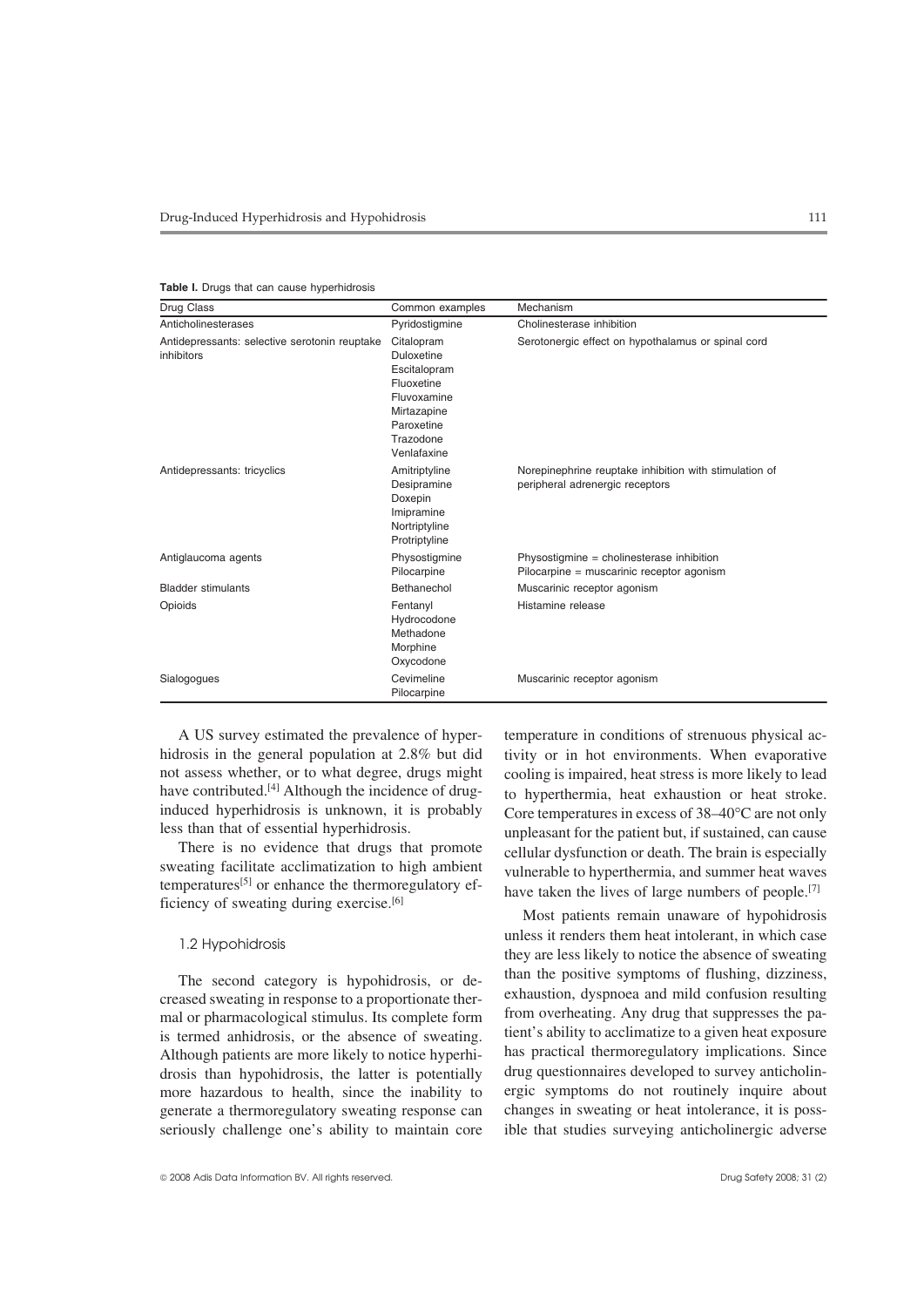**Table I.** Drugs that can cause hyperhidrosis

| Drug Class | Common examples | Mechanism |
|---|---|---|
| Anticholinesterases | Pyridostigmine | Cholinesterase inhibition |
| Antidepressants: selective serotonin reuptake inhibitors | Citalopram<br>Duloxetine<br>Escitalopram<br>Fluoxetine<br>Fluvoxamine<br>Mirtazapine<br>Paroxetine<br>Trazodone<br>Venlafaxine | Serotonergic effect on hypothalamus or spinal cord |
| Antidepressants: tricyclics | Amitriptyline<br>Desipramine<br>Doxepin<br>Imipramine<br>Nortriptyline<br>Protriptyline | Norepinephrine reuptake inhibition with stimulation of peripheral adrenergic receptors |
| Antiglaucoma agents | Physostigmine<br>Pilocarpine | Physostigmine = cholinesterase inhibition<br>Pilocarpine = muscarinic receptor agonism |
| Bladder stimulants | Bethanechol | Muscarinic receptor agonism |
| Opioids | Fentanyl<br>Hydrocodone<br>Methadone<br>Morphine<br>Oxycodone | Histamine release |
| Sialogogues | Cevimeline<br>Pilocarpine | Muscarinic receptor agonism |

A US survey estimated the prevalence of hyperhidrosis in the general population at 2.8% but did not assess whether, or to what degree, drugs might have contributed.[4] Although the incidence of drug-induced hyperhidrosis is unknown, it is probably less than that of essential hyperhidrosis.

There is no evidence that drugs that promote sweating facilitate acclimatization to high ambient temperatures[5] or enhance the thermoregulatory efficiency of sweating during exercise.[6]

### 1.2 Hypohidrosis

The second category is hypohidrosis, or decreased sweating in response to a proportionate thermal or pharmacological stimulus. Its complete form is termed anhidrosis, or the absence of sweating. Although patients are more likely to notice hyperhidrosis than hypohidrosis, the latter is potentially more hazardous to health, since the inability to generate a thermoregulatory sweating response can seriously challenge one's ability to maintain core temperature in conditions of strenuous physical activity or in hot environments. When evaporative cooling is impaired, heat stress is more likely to lead to hyperthermia, heat exhaustion or heat stroke. Core temperatures in excess of 38–40°C are not only unpleasant for the patient but, if sustained, can cause cellular dysfunction or death. The brain is especially vulnerable to hyperthermia, and summer heat waves have taken the lives of large numbers of people.[7]

Most patients remain unaware of hypohidrosis unless it renders them heat intolerant, in which case they are less likely to notice the absence of sweating than the positive symptoms of flushing, dizziness, exhaustion, dyspnoea and mild confusion resulting from overheating. Any drug that suppresses the patient's ability to acclimatize to a given heat exposure has practical thermoregulatory implications. Since drug questionnaires developed to survey anticholinergic symptoms do not routinely inquire about changes in sweating or heat intolerance, it is possible that studies surveying anticholinergic adverse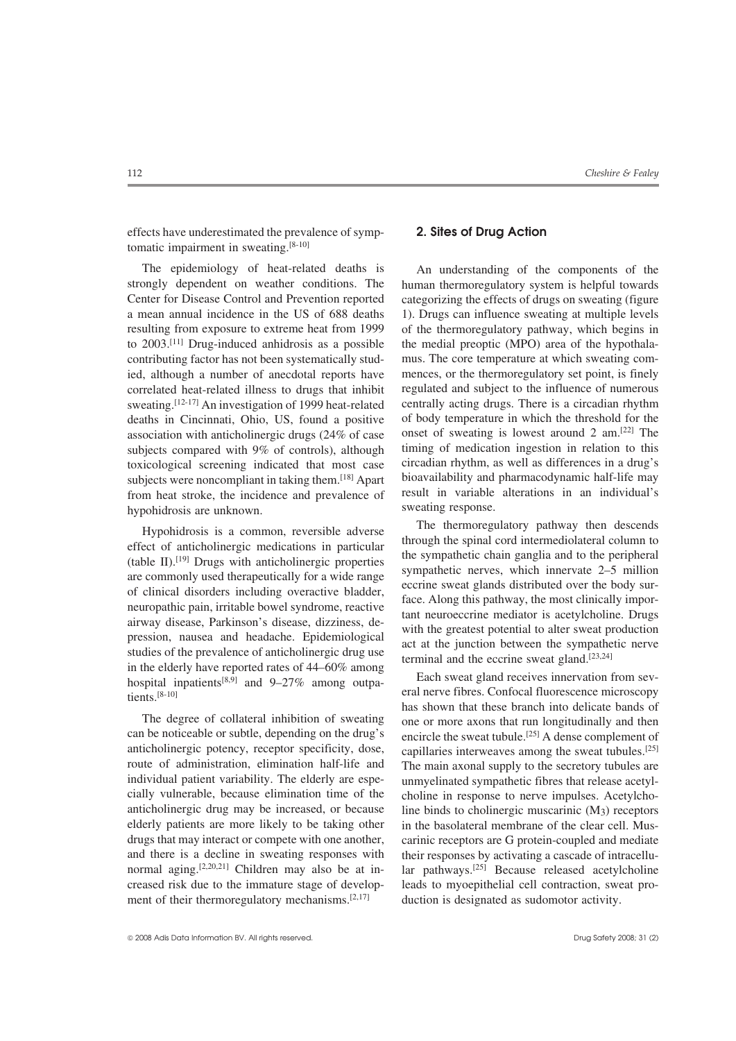effects have underestimated the prevalence of symptomatic impairment in sweating.[8-10]

The epidemiology of heat-related deaths is strongly dependent on weather conditions. The Center for Disease Control and Prevention reported a mean annual incidence in the US of 688 deaths resulting from exposure to extreme heat from 1999 to 2003.[11] Drug-induced anhidrosis as a possible contributing factor has not been systematically studied, although a number of anecdotal reports have correlated heat-related illness to drugs that inhibit sweating.[12-17] An investigation of 1999 heat-related deaths in Cincinnati, Ohio, US, found a positive association with anticholinergic drugs (24% of case subjects compared with 9% of controls), although toxicological screening indicated that most case subjects were noncompliant in taking them.[18] Apart from heat stroke, the incidence and prevalence of hypohidrosis are unknown.

Hypohidrosis is a common, reversible adverse effect of anticholinergic medications in particular (table II).[19] Drugs with anticholinergic properties are commonly used therapeutically for a wide range of clinical disorders including overactive bladder, neuropathic pain, irritable bowel syndrome, reactive airway disease, Parkinson's disease, dizziness, depression, nausea and headache. Epidemiological studies of the prevalence of anticholinergic drug use in the elderly have reported rates of 44–60% among hospital inpatients[8,9] and 9–27% among outpatients.[8-10]

The degree of collateral inhibition of sweating can be noticeable or subtle, depending on the drug's anticholinergic potency, receptor specificity, dose, route of administration, elimination half-life and individual patient variability. The elderly are especially vulnerable, because elimination time of the anticholinergic drug may be increased, or because elderly patients are more likely to be taking other drugs that may interact or compete with one another, and there is a decline in sweating responses with normal aging.[2,20,21] Children may also be at increased risk due to the immature stage of development of their thermoregulatory mechanisms.[2,17]

## 2. Sites of Drug Action

An understanding of the components of the human thermoregulatory system is helpful towards categorizing the effects of drugs on sweating (figure 1). Drugs can influence sweating at multiple levels of the thermoregulatory pathway, which begins in the medial preoptic (MPO) area of the hypothalamus. The core temperature at which sweating commences, or the thermoregulatory set point, is finely regulated and subject to the influence of numerous centrally acting drugs. There is a circadian rhythm of body temperature in which the threshold for the onset of sweating is lowest around 2 am.[22] The timing of medication ingestion in relation to this circadian rhythm, as well as differences in a drug's bioavailability and pharmacodynamic half-life may result in variable alterations in an individual's sweating response.

The thermoregulatory pathway then descends through the spinal cord intermediolateral column to the sympathetic chain ganglia and to the peripheral sympathetic nerves, which innervate 2–5 million eccrine sweat glands distributed over the body surface. Along this pathway, the most clinically important neuroeccrine mediator is acetylcholine. Drugs with the greatest potential to alter sweat production act at the junction between the sympathetic nerve terminal and the eccrine sweat gland.[23,24]

Each sweat gland receives innervation from several nerve fibres. Confocal fluorescence microscopy has shown that these branch into delicate bands of one or more axons that run longitudinally and then encircle the sweat tubule.[25] A dense complement of capillaries interweaves among the sweat tubules.[25] The main axonal supply to the secretory tubules are unmyelinated sympathetic fibres that release acetylcholine in response to nerve impulses. Acetylcholine binds to cholinergic muscarinic ($M_3$) receptors in the basolateral membrane of the clear cell. Muscarinic receptors are G protein-coupled and mediate their responses by activating a cascade of intracellular pathways.[25] Because released acetylcholine leads to myoepithelial cell contraction, sweat production is designated as sudomotor activity.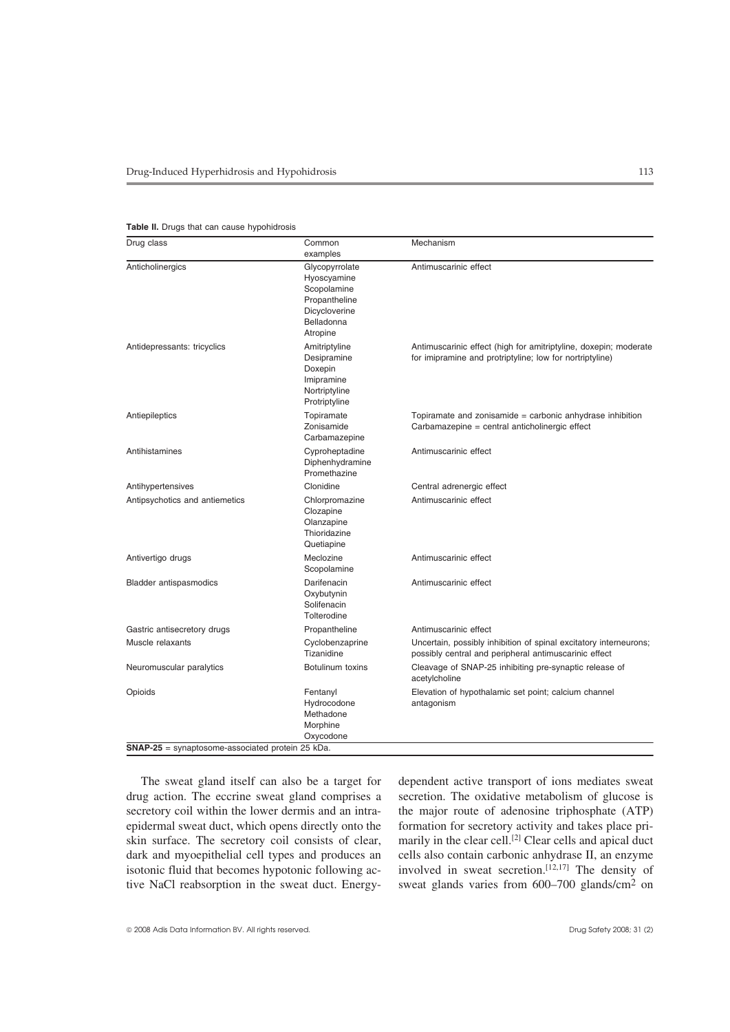**Table II.** Drugs that can cause hypohidrosis

| Drug class | Common examples | Mechanism |
|---|---|---|
| Anticholinergics | Glycopyrrolate<br>Hyoscyamine<br>Scopolamine<br>Propantheline<br>Dicycloverine<br>Belladonna<br>Atropine | Antimuscarinic effect |
| Antidepressants: tricyclics | Amitriptyline<br>Desipramine<br>Doxepin<br>Imipramine<br>Nortriptyline<br>Protriptyline | Antimuscarinic effect (high for amitriptyline, doxepin; moderate for imipramine and protriptyline; low for nortriptyline) |
| Antiepileptics | Topiramate<br>Zonisamide<br>Carbamazepine | Topiramate and zonisamide = carbonic anhydrase inhibition<br>Carbamazepine = central anticholinergic effect |
| Antihistamines | Cyproheptadine<br>Diphenhydramine<br>Promethazine | Antimuscarinic effect |
| Antihypertensives | Clonidine | Central adrenergic effect |
| Antipsychotics and antiemetics | Chlorpromazine<br>Clozapine<br>Olanzapine<br>Thioridazine<br>Quetiapine | Antimuscarinic effect |
| Antivertigo drugs | Meclozine<br>Scopolamine | Antimuscarinic effect |
| Bladder antispasmodics | Darifenacin<br>Oxybutynin<br>Solifenacin<br>Tolterodine | Antimuscarinic effect |
| Gastric antisecretory drugs | Propantheline | Antimuscarinic effect |
| Muscle relaxants | Cyclobenzaprine<br>Tizanidine | Uncertain, possibly inhibition of spinal excitatory interneurons; possibly central and peripheral antimuscarinic effect |
| Neuromuscular paralytics | Botulinum toxins | Cleavage of SNAP-25 inhibiting pre-synaptic release of acetylcholine |
| Opioids | Fentanyl<br>Hydrocodone<br>Methadone<br>Morphine<br>Oxycodone | Elevation of hypothalamic set point; calcium channel antagonism |

**SNAP-25** = synaptosome-associated protein 25 kDa.

The sweat gland itself can also be a target for drug action. The eccrine sweat gland comprises a secretory coil within the lower dermis and an intraepidermal sweat duct, which opens directly onto the skin surface. The secretory coil consists of clear, dark and myoepithelial cell types and produces an isotonic fluid that becomes hypotonic following active NaCl reabsorption in the sweat duct. Energy-dependent active transport of ions mediates sweat secretion. The oxidative metabolism of glucose is the major route of adenosine triphosphate (ATP) formation for secretory activity and takes place primarily in the clear cell.[2] Clear cells and apical duct cells also contain carbonic anhydrase II, an enzyme involved in sweat secretion.[12,17] The density of sweat glands varies from 600–700 glands/$cm^2$ on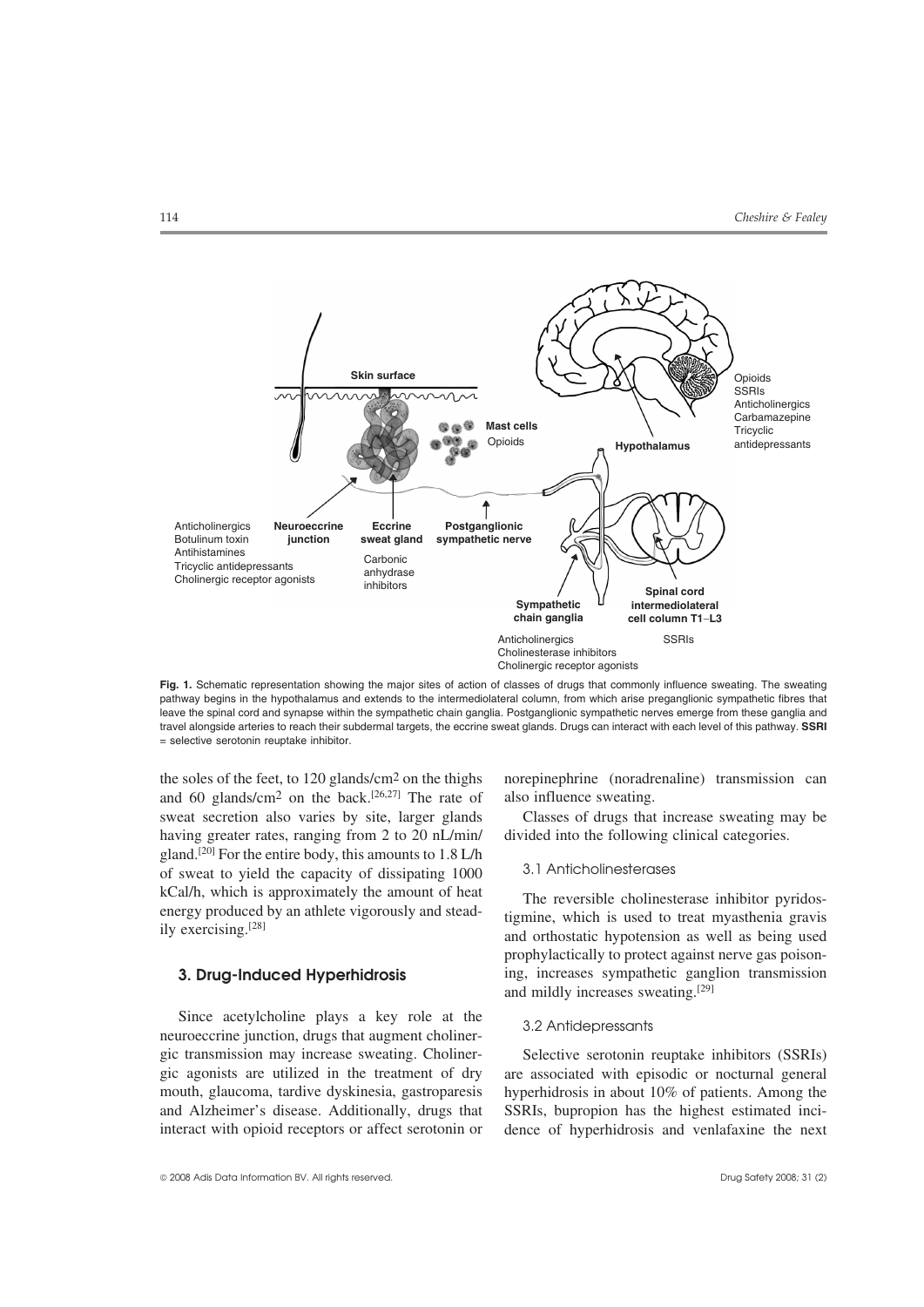Fig. 1. Schematic representation showing the major sites of action of classes of drugs that commonly influence sweating. The sweating pathway begins in the hypothalamus and extends to the intermediolateral column, from which arise preganglionic sympathetic fibres that leave the spinal cord and synapse within the sympathetic chain ganglia. Postganglionic sympathetic nerves emerge from these ganglia and travel alongside arteries to reach their subdermal targets, the eccrine sweat glands. Drugs can interact with each level of this pathway. **SSRI** = selective serotonin reuptake inhibitor.

the soles of the feet, to 120 glands/cm$^2$ on the thighs and 60 glands/cm$^2$ on the back.[26,27] The rate of sweat secretion also varies by site, larger glands having greater rates, ranging from 2 to 20 nL/min/gland.[20] For the entire body, this amounts to 1.8 L/h of sweat to yield the capacity of dissipating 1000 kCal/h, which is approximately the amount of heat energy produced by an athlete vigorously and steadily exercising.[28]

## 3. Drug-Induced Hyperhidrosis

Since acetylcholine plays a key role at the neuroeccrine junction, drugs that augment cholinergic transmission may increase sweating. Cholinergic agonists are utilized in the treatment of dry mouth, glaucoma, tardive dyskinesia, gastroparesis and Alzheimer's disease. Additionally, drugs that interact with opioid receptors or affect serotonin or norepinephrine (noradrenaline) transmission can also influence sweating.

Classes of drugs that increase sweating may be divided into the following clinical categories.

### 3.1 Anticholinesterases

The reversible cholinesterase inhibitor pyridostigmine, which is used to treat myasthenia gravis and orthostatic hypotension as well as being used prophylactically to protect against nerve gas poisoning, increases sympathetic ganglion transmission and mildly increases sweating.[29]

### 3.2 Antidepressants

Selective serotonin reuptake inhibitors (SSRIs) are associated with episodic or nocturnal general hyperhidrosis in about 10% of patients. Among the SSRIs, bupropion has the highest estimated incidence of hyperhidrosis and venlafaxine the next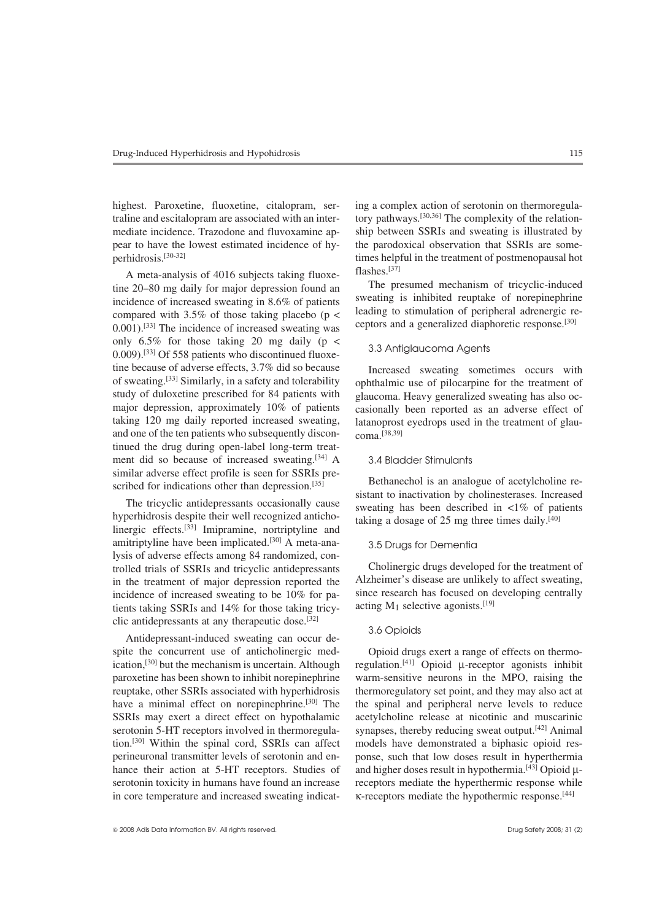highest. Paroxetine, fluoxetine, citalopram, sertraline and escitalopram are associated with an intermediate incidence. Trazodone and fluvoxamine appear to have the lowest estimated incidence of hyperhidrosis.[30-32]

A meta-analysis of 4016 subjects taking fluoxetine 20–80 mg daily for major depression found an incidence of increased sweating in 8.6% of patients compared with 3.5% of those taking placebo ($p < 0.001$).[33] The incidence of increased sweating was only 6.5% for those taking 20 mg daily ($p < 0.009$).[33] Of 558 patients who discontinued fluoxetine because of adverse effects, 3.7% did so because of sweating.[33] Similarly, in a safety and tolerability study of duloxetine prescribed for 84 patients with major depression, approximately 10% of patients taking 120 mg daily reported increased sweating, and one of the ten patients who subsequently discontinued the drug during open-label long-term treatment did so because of increased sweating.[34] A similar adverse effect profile is seen for SSRIs prescribed for indications other than depression.[35]

The tricyclic antidepressants occasionally cause hyperhidrosis despite their well recognized anticholinergic effects.[33] Imipramine, nortriptyline and amitriptyline have been implicated.[30] A meta-analysis of adverse effects among 84 randomized, controlled trials of SSRIs and tricyclic antidepressants in the treatment of major depression reported the incidence of increased sweating to be 10% for patients taking SSRIs and 14% for those taking tricyclic antidepressants at any therapeutic dose.[32]

Antidepressant-induced sweating can occur despite the concurrent use of anticholinergic medication,[30] but the mechanism is uncertain. Although paroxetine has been shown to inhibit norepinephrine reuptake, other SSRIs associated with hyperhidrosis have a minimal effect on norepinephrine.[30] The SSRIs may exert a direct effect on hypothalamic serotonin 5-HT receptors involved in thermoregulation.[30] Within the spinal cord, SSRIs can affect perineuronal transmitter levels of serotonin and enhance their action at 5-HT receptors. Studies of serotonin toxicity in humans have found an increase in core temperature and increased sweating indicating a complex action of serotonin on thermoregulatory pathways.[30,36] The complexity of the relationship between SSRIs and sweating is illustrated by the parodoxical observation that SSRIs are sometimes helpful in the treatment of postmenopausal hot flashes.[37]

The presumed mechanism of tricyclic-induced sweating is inhibited reuptake of norepinephrine leading to stimulation of peripheral adrenergic receptors and a generalized diaphoretic response.[30]

### 3.3 Antiglaucoma Agents

Increased sweating sometimes occurs with ophthalmic use of pilocarpine for the treatment of glaucoma. Heavy generalized sweating has also occasionally been reported as an adverse effect of latanoprost eyedrops used in the treatment of glaucoma.[38,39]

### 3.4 Bladder Stimulants

Bethanechol is an analogue of acetylcholine resistant to inactivation by cholinesterases. Increased sweating has been described in <1% of patients taking a dosage of 25 mg three times daily.[40]

### 3.5 Drugs for Dementia

Cholinergic drugs developed for the treatment of Alzheimer's disease are unlikely to affect sweating, since research has focused on developing centrally acting $M_1$ selective agonists.[19]

### 3.6 Opioids

Opioid drugs exert a range of effects on thermoregulation.[41] Opioid μ-receptor agonists inhibit warm-sensitive neurons in the MPO, raising the thermoregulatory set point, and they may also act at the spinal and peripheral nerve levels to reduce acetylcholine release at nicotinic and muscarinic synapses, thereby reducing sweat output.[42] Animal models have demonstrated a biphasic opioid response, such that low doses result in hyperthermia and higher doses result in hypothermia.[43] Opioid μ-receptors mediate the hyperthermic response while κ-receptors mediate the hypothermic response.[44]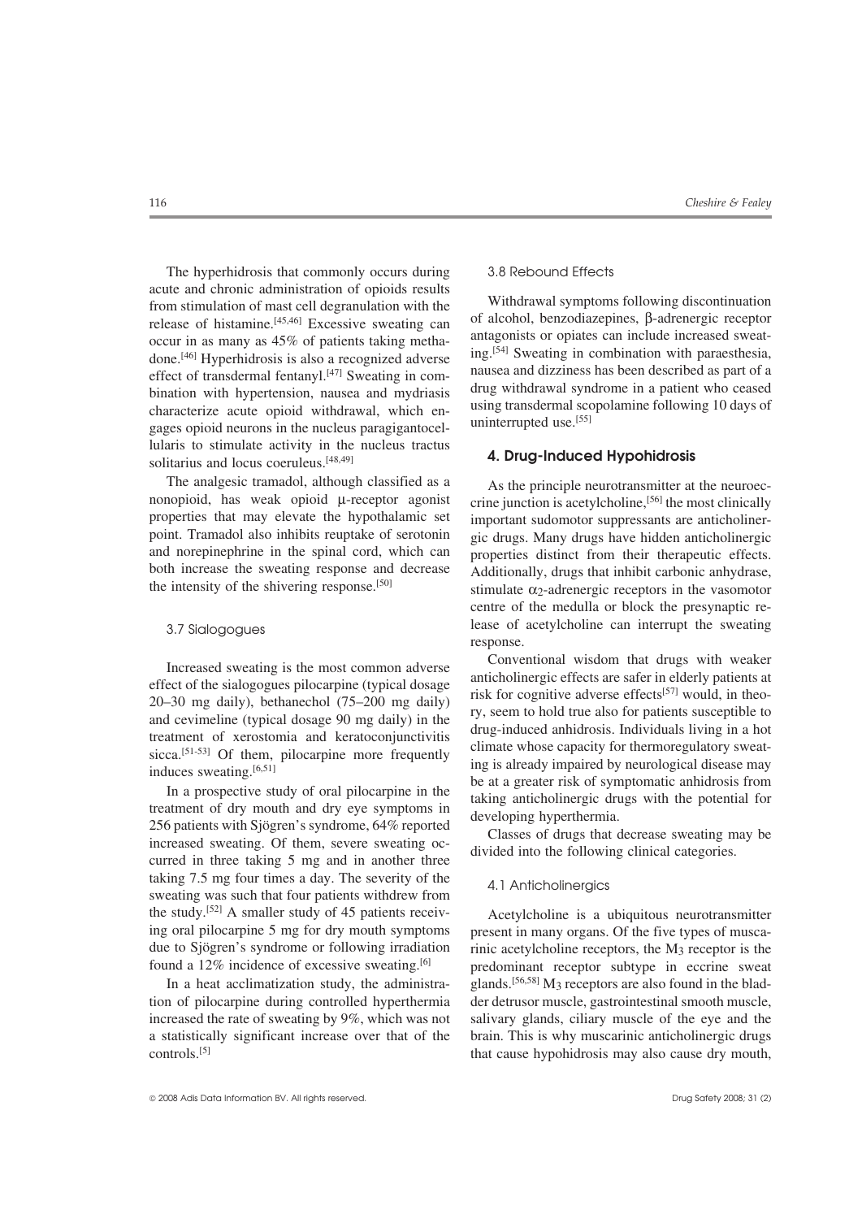The hyperhidrosis that commonly occurs during acute and chronic administration of opioids results from stimulation of mast cell degranulation with the release of histamine.[45,46] Excessive sweating can occur in as many as 45% of patients taking methadone.[46] Hyperhidrosis is also a recognized adverse effect of transdermal fentanyl.[47] Sweating in combination with hypertension, nausea and mydriasis characterize acute opioid withdrawal, which engages opioid neurons in the nucleus paragigantocellularis to stimulate activity in the nucleus tractus solitarius and locus coeruleus.[48,49]

The analgesic tramadol, although classified as a nonopioid, has weak opioid μ-receptor agonist properties that may elevate the hypothalamic set point. Tramadol also inhibits reuptake of serotonin and norepinephrine in the spinal cord, which can both increase the sweating response and decrease the intensity of the shivering response.[50]

### 3.7 Sialogogues

Increased sweating is the most common adverse effect of the sialogogues pilocarpine (typical dosage 20–30 mg daily), bethanechol (75–200 mg daily) and cevimeline (typical dosage 90 mg daily) in the treatment of xerostomia and keratoconjunctivitis sicca.[51-53] Of them, pilocarpine more frequently induces sweating.[6,51]

In a prospective study of oral pilocarpine in the treatment of dry mouth and dry eye symptoms in 256 patients with Sjögren's syndrome, 64% reported increased sweating. Of them, severe sweating occurred in three taking 5 mg and in another three taking 7.5 mg four times a day. The severity of the sweating was such that four patients withdrew from the study.[52] A smaller study of 45 patients receiving oral pilocarpine 5 mg for dry mouth symptoms due to Sjögren's syndrome or following irradiation found a 12% incidence of excessive sweating.[6]

In a heat acclimatization study, the administration of pilocarpine during controlled hyperthermia increased the rate of sweating by 9%, which was not a statistically significant increase over that of the controls.[5]

### 3.8 Rebound Effects

Withdrawal symptoms following discontinuation of alcohol, benzodiazepines, β-adrenergic receptor antagonists or opiates can include increased sweating.[54] Sweating in combination with paraesthesia, nausea and dizziness has been described as part of a drug withdrawal syndrome in a patient who ceased using transdermal scopolamine following 10 days of uninterrupted use.[55]

## 4. Drug-Induced Hypohidrosis

As the principle neurotransmitter at the neuroeccrine junction is acetylcholine,[56] the most clinically important sudomotor suppressants are anticholinergic drugs. Many drugs have hidden anticholinergic properties distinct from their therapeutic effects. Additionally, drugs that inhibit carbonic anhydrase, stimulate $\alpha_2$-adrenergic receptors in the vasomotor centre of the medulla or block the presynaptic release of acetylcholine can interrupt the sweating response.

Conventional wisdom that drugs with weaker anticholinergic effects are safer in elderly patients at risk for cognitive adverse effects[57] would, in theory, seem to hold true also for patients susceptible to drug-induced anhidrosis. Individuals living in a hot climate whose capacity for thermoregulatory sweating is already impaired by neurological disease may be at a greater risk of symptomatic anhidrosis from taking anticholinergic drugs with the potential for developing hyperthermia.

Classes of drugs that decrease sweating may be divided into the following clinical categories.

### 4.1 Anticholinergics

Acetylcholine is a ubiquitous neurotransmitter present in many organs. Of the five types of muscarinic acetylcholine receptors, the $M_3$ receptor is the predominant receptor subtype in eccrine sweat glands.[56,58] $M_3$ receptors are also found in the bladder detrusor muscle, gastrointestinal smooth muscle, salivary glands, ciliary muscle of the eye and the brain. This is why muscarinic anticholinergic drugs that cause hypohidrosis may also cause dry mouth,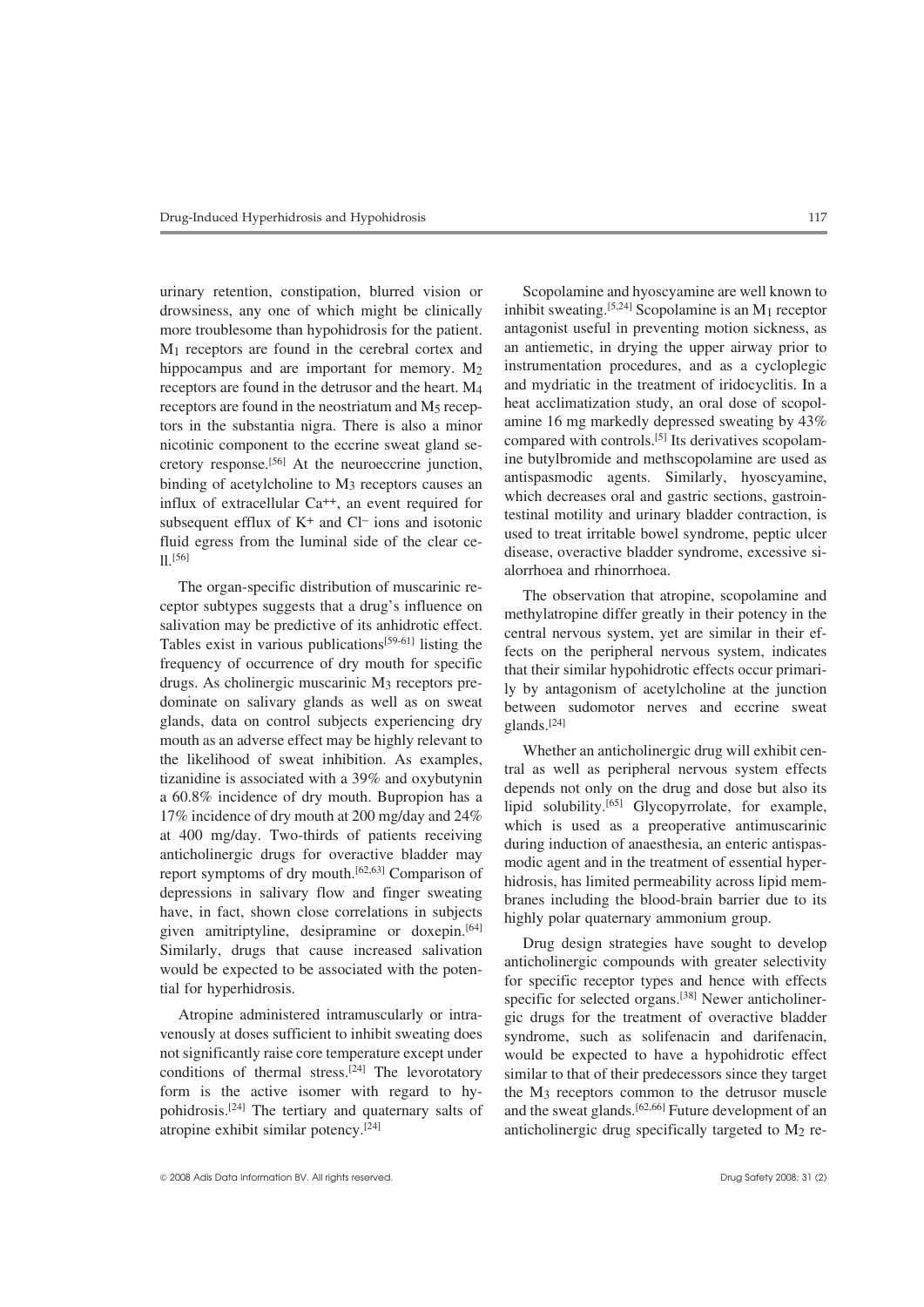urinary retention, constipation, blurred vision or drowsiness, any one of which might be clinically more troublesome than hypohidrosis for the patient. $M_1$ receptors are found in the cerebral cortex and hippocampus and are important for memory. $M_2$ receptors are found in the detrusor and the heart. $M_4$ receptors are found in the neostriatum and $M_5$ receptors in the substantia nigra. There is also a minor nicotinic component to the eccrine sweat gland secretory response.[56] At the neuroeccrine junction, binding of acetylcholine to $M_3$ receptors causes an influx of extracellular $Ca^{++}$, an event required for subsequent efflux of $K^+$ and $Cl^-$ ions and isotonic fluid egress from the luminal side of the clear cell.[56]

The organ-specific distribution of muscarinic receptor subtypes suggests that a drug's influence on salivation may be predictive of its anhidrotic effect. Tables exist in various publications[59-61] listing the frequency of occurrence of dry mouth for specific drugs. As cholinergic muscarinic $M_3$ receptors predominate on salivary glands as well as on sweat glands, data on control subjects experiencing dry mouth as an adverse effect may be highly relevant to the likelihood of sweat inhibition. As examples, tizanidine is associated with a 39% and oxybutynin a 60.8% incidence of dry mouth. Bupropion has a 17% incidence of dry mouth at 200 mg/day and 24% at 400 mg/day. Two-thirds of patients receiving anticholinergic drugs for overactive bladder may report symptoms of dry mouth.[62,63] Comparison of depressions in salivary flow and finger sweating have, in fact, shown close correlations in subjects given amitriptyline, desipramine or doxepin.[64] Similarly, drugs that cause increased salivation would be expected to be associated with the potential for hyperhidrosis.

Atropine administered intramuscularly or intravenously at doses sufficient to inhibit sweating does not significantly raise core temperature except under conditions of thermal stress.[24] The levorotatory form is the active isomer with regard to hypohidrosis.[24] The tertiary and quaternary salts of atropine exhibit similar potency.[24]

Scopolamine and hyoscyamine are well known to inhibit sweating.[5,24] Scopolamine is an $M_1$ receptor antagonist useful in preventing motion sickness, as an antiemetic, in drying the upper airway prior to instrumentation procedures, and as a cycloplegic and mydriatic in the treatment of iridocyclitis. In a heat acclimatization study, an oral dose of scopolamine 16 mg markedly depressed sweating by 43% compared with controls.[5] Its derivatives scopolamine butylbromide and methscopolamine are used as antispasmodic agents. Similarly, hyoscyamine, which decreases oral and gastric sections, gastrointestinal motility and urinary bladder contraction, is used to treat irritable bowel syndrome, peptic ulcer disease, overactive bladder syndrome, excessive sialorrhoea and rhinorrhoea.

The observation that atropine, scopolamine and methylatropine differ greatly in their potency in the central nervous system, yet are similar in their effects on the peripheral nervous system, indicates that their similar hypohidrotic effects occur primarily by antagonism of acetylcholine at the junction between sudomotor nerves and eccrine sweat glands.[24]

Whether an anticholinergic drug will exhibit central as well as peripheral nervous system effects depends not only on the drug and dose but also its lipid solubility.[65] Glycopyrrolate, for example, which is used as a preoperative antimuscarinic during induction of anaesthesia, an enteric antispasmodic agent and in the treatment of essential hyperhidrosis, has limited permeability across lipid membranes including the blood-brain barrier due to its highly polar quaternary ammonium group.

Drug design strategies have sought to develop anticholinergic compounds with greater selectivity for specific receptor types and hence with effects specific for selected organs.[38] Newer anticholinergic drugs for the treatment of overactive bladder syndrome, such as solifenacin and darifenacin, would be expected to have a hypohidrotic effect similar to that of their predecessors since they target the $M_3$ receptors common to the detrusor muscle and the sweat glands.[62,66] Future development of an anticholinergic drug specifically targeted to $M_2$ re-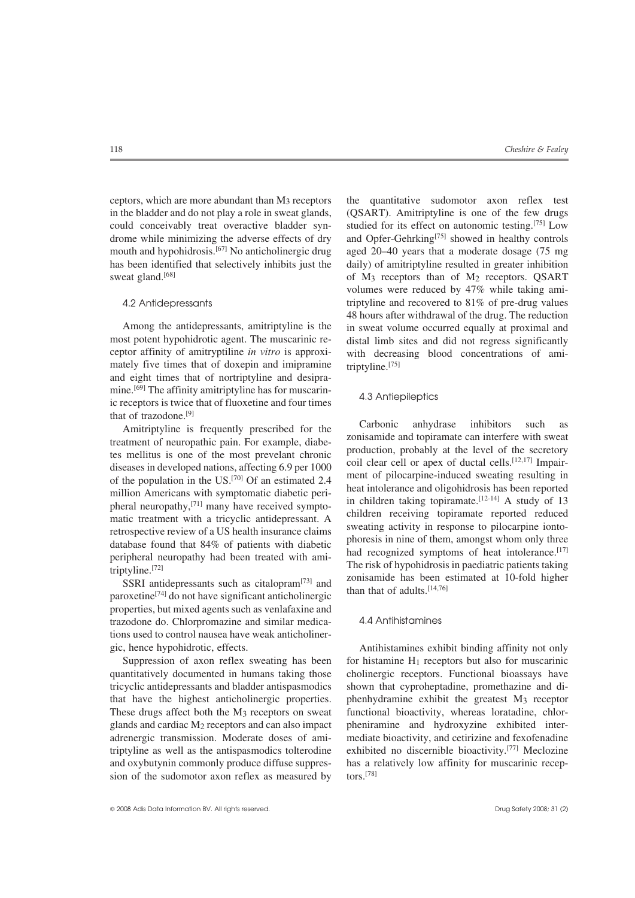ceptors, which are more abundant than $M_3$ receptors in the bladder and do not play a role in sweat glands, could conceivably treat overactive bladder syndrome while minimizing the adverse effects of dry mouth and hypohidrosis.[67] No anticholinergic drug has been identified that selectively inhibits just the sweat gland.[68]

### 4.2 Antidepressants

Among the antidepressants, amitriptyline is the most potent hypohidrotic agent. The muscarinic receptor affinity of amitryptiline *in vitro* is approximately five times that of doxepin and imipramine and eight times that of nortriptyline and desipramine.[69] The affinity amitriptyline has for muscarinic receptors is twice that of fluoxetine and four times that of trazodone.[9]

Amitriptyline is frequently prescribed for the treatment of neuropathic pain. For example, diabetes mellitus is one of the most prevelant chronic diseases in developed nations, affecting 6.9 per 1000 of the population in the US.[70] Of an estimated 2.4 million Americans with symptomatic diabetic peripheral neuropathy,[71] many have received symptomatic treatment with a tricyclic antidepressant. A retrospective review of a US health insurance claims database found that 84% of patients with diabetic peripheral neuropathy had been treated with amitriptyline.[72]

SSRI antidepressants such as citalopram[73] and paroxetine[74] do not have significant anticholinergic properties, but mixed agents such as venlafaxine and trazodone do. Chlorpromazine and similar medications used to control nausea have weak anticholinergic, hence hypohidrotic, effects.

Suppression of axon reflex sweating has been quantitatively documented in humans taking those tricyclic antidepressants and bladder antispasmodics that have the highest anticholinergic properties. These drugs affect both the $M_3$ receptors on sweat glands and cardiac $M_2$ receptors and can also impact adrenergic transmission. Moderate doses of amitriptyline as well as the antispasmodics tolterodine and oxybutynin commonly produce diffuse suppression of the sudomotor axon reflex as measured by the quantitative sudomotor axon reflex test (QSART). Amitriptyline is one of the few drugs studied for its effect on autonomic testing.[75] Low and Opfer-Gehrking[75] showed in healthy controls aged 20–40 years that a moderate dosage (75 mg daily) of amitriptyline resulted in greater inhibition of $M_3$ receptors than of $M_2$ receptors. QSART volumes were reduced by 47% while taking amitriptyline and recovered to 81% of pre-drug values 48 hours after withdrawal of the drug. The reduction in sweat volume occurred equally at proximal and distal limb sites and did not regress significantly with decreasing blood concentrations of amitriptyline.[75]

### 4.3 Antiepileptics

Carbonic anhydrase inhibitors such as zonisamide and topiramate can interfere with sweat production, probably at the level of the secretory coil clear cell or apex of ductal cells.[12,17] Impairment of pilocarpine-induced sweating resulting in heat intolerance and oligohidrosis has been reported in children taking topiramate.[12-14] A study of 13 children receiving topiramate reported reduced sweating activity in response to pilocarpine iontophoresis in nine of them, amongst whom only three had recognized symptoms of heat intolerance.[17] The risk of hypohidrosis in paediatric patients taking zonisamide has been estimated at 10-fold higher than that of adults.[14,76]

### 4.4 Antihistamines

Antihistamines exhibit binding affinity not only for histamine $H_1$ receptors but also for muscarinic cholinergic receptors. Functional bioassays have shown that cyproheptadine, promethazine and diphenhydramine exhibit the greatest $M_3$ receptor functional bioactivity, whereas loratadine, chlorpheniramine and hydroxyzine exhibited intermediate bioactivity, and cetirizine and fexofenadine exhibited no discernible bioactivity.[77] Meclozine has a relatively low affinity for muscarinic receptors.[78]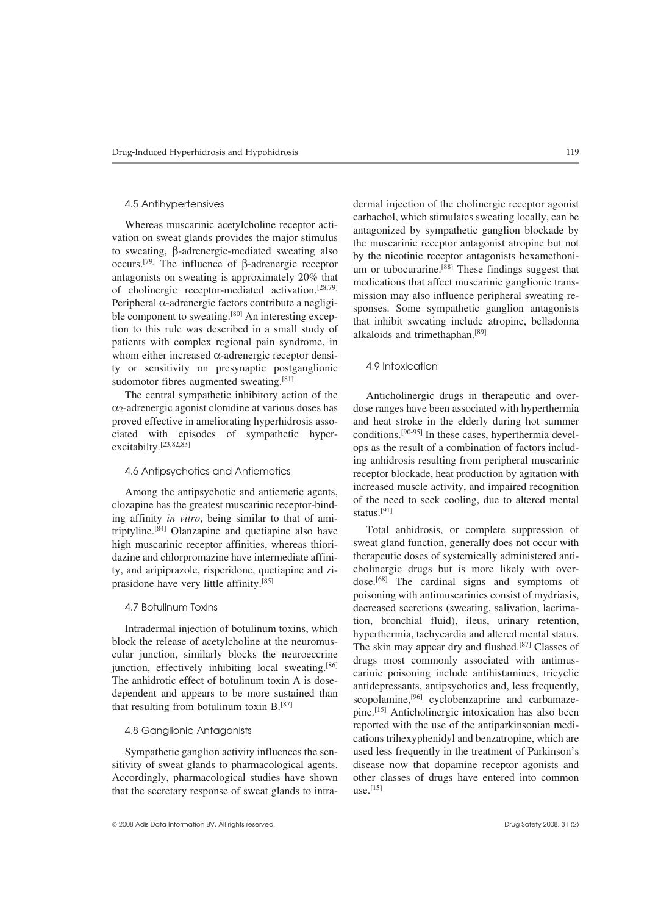### 4.5 Antihypertensives

Whereas muscarinic acetylcholine receptor activation on sweat glands provides the major stimulus to sweating, β-adrenergic-mediated sweating also occurs.[79] The influence of β-adrenergic receptor antagonists on sweating is approximately 20% that of cholinergic receptor-mediated activation.[28,79] Peripheral α-adrenergic factors contribute a negligible component to sweating.[80] An interesting exception to this rule was described in a small study of patients with complex regional pain syndrome, in whom either increased α-adrenergic receptor density or sensitivity on presynaptic postganglionic sudomotor fibres augmented sweating.[81]

The central sympathetic inhibitory action of the $\alpha_2$-adrenergic agonist clonidine at various doses has proved effective in ameliorating hyperhidrosis associated with episodes of sympathetic hyperexcitabilty.[23,82,83]

### 4.6 Antipsychotics and Antiemetics

Among the antipsychotic and antiemetic agents, clozapine has the greatest muscarinic receptor-binding affinity *in vitro*, being similar to that of amitriptyline.[84] Olanzapine and quetiapine also have high muscarinic receptor affinities, whereas thioridazine and chlorpromazine have intermediate affinity, and aripiprazole, risperidone, quetiapine and ziprasidone have very little affinity.[85]

### 4.7 Botulinum Toxins

Intradermal injection of botulinum toxins, which block the release of acetylcholine at the neuromuscular junction, similarly blocks the neuroeccrine junction, effectively inhibiting local sweating.[86] The anhidrotic effect of botulinum toxin A is dose-dependent and appears to be more sustained than that resulting from botulinum toxin B.[87]

### 4.8 Ganglionic Antagonists

Sympathetic ganglion activity influences the sensitivity of sweat glands to pharmacological agents. Accordingly, pharmacological studies have shown that the secretary response of sweat glands to intradermal injection of the cholinergic receptor agonist carbachol, which stimulates sweating locally, can be antagonized by sympathetic ganglion blockade by the muscarinic receptor antagonist atropine but not by the nicotinic receptor antagonists hexamethonium or tubocurarine.[88] These findings suggest that medications that affect muscarinic ganglionic transmission may also influence peripheral sweating responses. Some sympathetic ganglion antagonists that inhibit sweating include atropine, belladonna alkaloids and trimethaphan.[89]

### 4.9 Intoxication

Anticholinergic drugs in therapeutic and overdose ranges have been associated with hyperthermia and heat stroke in the elderly during hot summer conditions.[90-95] In these cases, hyperthermia develops as the result of a combination of factors including anhidrosis resulting from peripheral muscarinic receptor blockade, heat production by agitation with increased muscle activity, and impaired recognition of the need to seek cooling, due to altered mental status.[91]

Total anhidrosis, or complete suppression of sweat gland function, generally does not occur with therapeutic doses of systemically administered anticholinergic drugs but is more likely with overdose.[68] The cardinal signs and symptoms of poisoning with antimuscarinics consist of mydriasis, decreased secretions (sweating, salivation, lacrimation, bronchial fluid), ileus, urinary retention, hyperthermia, tachycardia and altered mental status. The skin may appear dry and flushed.[87] Classes of drugs most commonly associated with antimuscarinic poisoning include antihistamines, tricyclic antidepressants, antipsychotics and, less frequently, scopolamine,[96] cyclobenzaprine and carbamazepine.[15] Anticholinergic intoxication has also been reported with the use of the antiparkinsonian medications trihexyphenidyl and benzatropine, which are used less frequently in the treatment of Parkinson's disease now that dopamine receptor agonists and other classes of drugs have entered into common use.[15]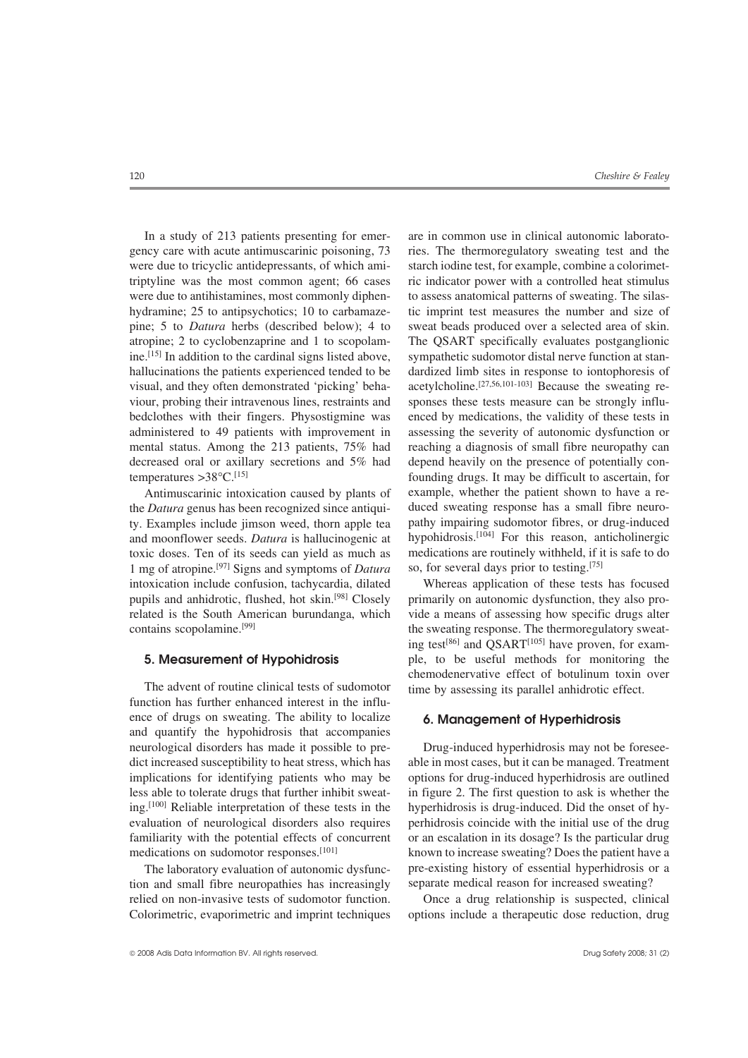In a study of 213 patients presenting for emergency care with acute antimuscarinic poisoning, 73 were due to tricyclic antidepressants, of which amitriptyline was the most common agent; 66 cases were due to antihistamines, most commonly diphenhydramine; 25 to antipsychotics; 10 to carbamazepine; 5 to *Datura* herbs (described below); 4 to atropine; 2 to cyclobenzaprine and 1 to scopolamine.[15] In addition to the cardinal signs listed above, hallucinations the patients experienced tended to be visual, and they often demonstrated 'picking' behaviour, probing their intravenous lines, restraints and bedclothes with their fingers. Physostigmine was administered to 49 patients with improvement in mental status. Among the 213 patients, 75% had decreased oral or axillary secretions and 5% had temperatures >38°C.[15]

Antimuscarinic intoxication caused by plants of the *Datura* genus has been recognized since antiquity. Examples include jimson weed, thorn apple tea and moonflower seeds. *Datura* is hallucinogenic at toxic doses. Ten of its seeds can yield as much as 1 mg of atropine.[97] Signs and symptoms of *Datura* intoxication include confusion, tachycardia, dilated pupils and anhidrotic, flushed, hot skin.[98] Closely related is the South American burundanga, which contains scopolamine.[99]

## 5. Measurement of Hypohidrosis

The advent of routine clinical tests of sudomotor function has further enhanced interest in the influence of drugs on sweating. The ability to localize and quantify the hypohidrosis that accompanies neurological disorders has made it possible to predict increased susceptibility to heat stress, which has implications for identifying patients who may be less able to tolerate drugs that further inhibit sweating.[100] Reliable interpretation of these tests in the evaluation of neurological disorders also requires familiarity with the potential effects of concurrent medications on sudomotor responses.[101]

The laboratory evaluation of autonomic dysfunction and small fibre neuropathies has increasingly relied on non-invasive tests of sudomotor function. Colorimetric, evaporimetric and imprint techniques are in common use in clinical autonomic laboratories. The thermoregulatory sweating test and the starch iodine test, for example, combine a colorimetric indicator power with a controlled heat stimulus to assess anatomical patterns of sweating. The silastic imprint test measures the number and size of sweat beads produced over a selected area of skin. The QSART specifically evaluates postganglionic sympathetic sudomotor distal nerve function at standardized limb sites in response to iontophoresis of acetylcholine.[27,56,101-103] Because the sweating responses these tests measure can be strongly influenced by medications, the validity of these tests in assessing the severity of autonomic dysfunction or reaching a diagnosis of small fibre neuropathy can depend heavily on the presence of potentially confounding drugs. It may be difficult to ascertain, for example, whether the patient shown to have a reduced sweating response has a small fibre neuropathy impairing sudomotor fibres, or drug-induced hypohidrosis.[104] For this reason, anticholinergic medications are routinely withheld, if it is safe to do so, for several days prior to testing.[75]

Whereas application of these tests has focused primarily on autonomic dysfunction, they also provide a means of assessing how specific drugs alter the sweating response. The thermoregulatory sweating test[86] and QSART[105] have proven, for example, to be useful methods for monitoring the chemodenervative effect of botulinum toxin over time by assessing its parallel anhidrotic effect.

## 6. Management of Hyperhidrosis

Drug-induced hyperhidrosis may not be foreseeable in most cases, but it can be managed. Treatment options for drug-induced hyperhidrosis are outlined in figure 2. The first question to ask is whether the hyperhidrosis is drug-induced. Did the onset of hyperhidrosis coincide with the initial use of the drug or an escalation in its dosage? Is the particular drug known to increase sweating? Does the patient have a pre-existing history of essential hyperhidrosis or a separate medical reason for increased sweating?

Once a drug relationship is suspected, clinical options include a therapeutic dose reduction, drug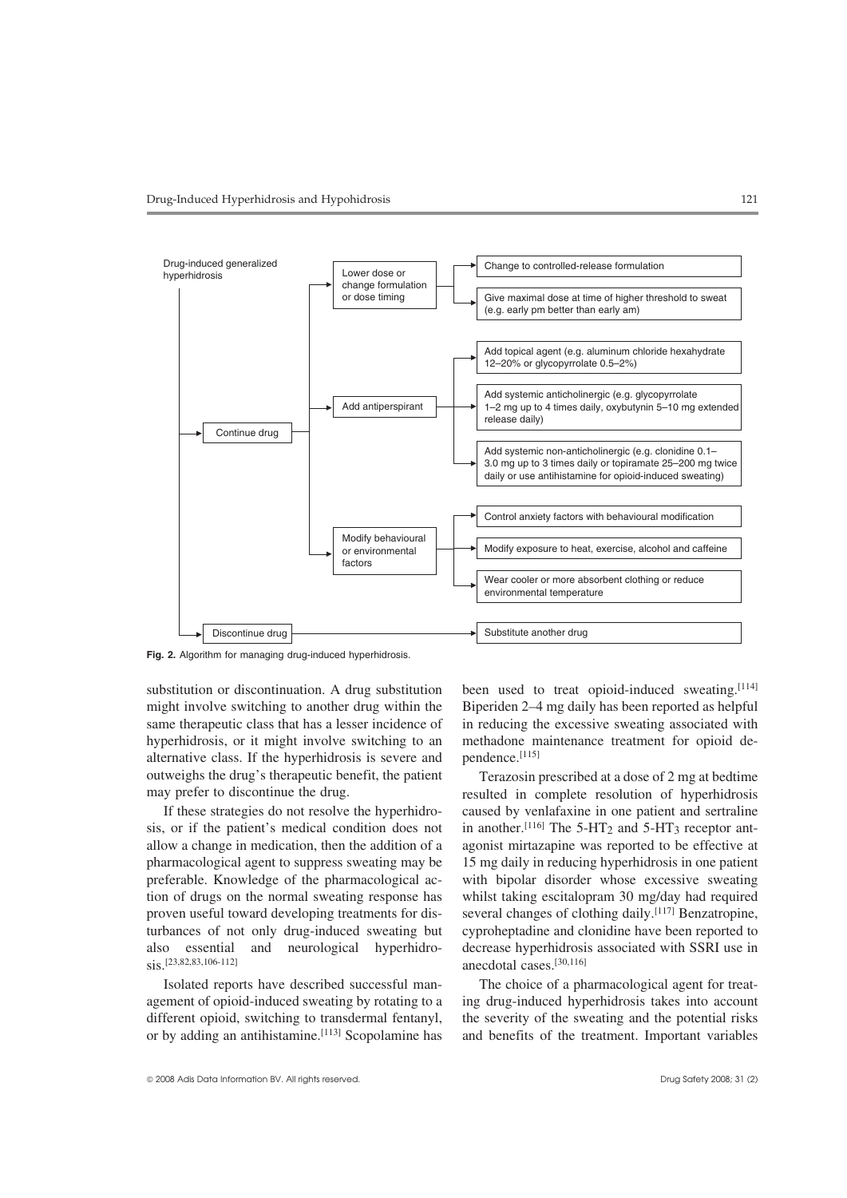- Drug-induced generalized hyperhidrosis
  - Continue drug
    - Lower dose or change formulation or dose timing
      - Change to controlled-release formulation
      - Give maximal dose at time of higher threshold to sweat (e.g. early pm better than early am)
    - Add antiperspirant
      - Add topical agent (e.g. aluminum chloride hexahydrate 12–20% or glycopyrrolate 0.5–2%)
      - Add systemic anticholinergic (e.g. glycopyrrolate 1–2 mg up to 4 times daily, oxybutynin 5–10 mg extended release daily)
      - Add systemic non-anticholinergic (e.g. clonidine 0.1–3.0 mg up to 3 times daily or topiramate 25–200 mg twice daily or use antihistamine for opioid-induced sweating)
    - Modify behavioural or environmental factors
      - Control anxiety factors with behavioural modification
      - Modify exposure to heat, exercise, alcohol and caffeine
      - Wear cooler or more absorbent clothing or reduce environmental temperature
  - Discontinue drug
    - Substitute another drug

**Fig. 2.** Algorithm for managing drug-induced hyperhidrosis.

substitution or discontinuation. A drug substitution might involve switching to another drug within the same therapeutic class that has a lesser incidence of hyperhidrosis, or it might involve switching to an alternative class. If the hyperhidrosis is severe and outweighs the drug's therapeutic benefit, the patient may prefer to discontinue the drug.

If these strategies do not resolve the hyperhidrosis, or if the patient's medical condition does not allow a change in medication, then the addition of a pharmacological agent to suppress sweating may be preferable. Knowledge of the pharmacological action of drugs on the normal sweating response has proven useful toward developing treatments for disturbances of not only drug-induced sweating but also essential and neurological hyperhidrosis.[23,82,83,106-112]

Isolated reports have described successful management of opioid-induced sweating by rotating to a different opioid, switching to transdermal fentanyl, or by adding an antihistamine.[113] Scopolamine has been used to treat opioid-induced sweating.[114] Biperiden 2–4 mg daily has been reported as helpful in reducing the excessive sweating associated with methadone maintenance treatment for opioid dependence.[115]

Terazosin prescribed at a dose of 2 mg at bedtime resulted in complete resolution of hyperhidrosis caused by venlafaxine in one patient and sertraline in another.[116] The 5-$HT_2$ and 5-$HT_3$ receptor antagonist mirtazapine was reported to be effective at 15 mg daily in reducing hyperhidrosis in one patient with bipolar disorder whose excessive sweating whilst taking escitalopram 30 mg/day had required several changes of clothing daily.[117] Benzatropine, cyproheptadine and clonidine have been reported to decrease hyperhidrosis associated with SSRI use in anecdotal cases.[30,116]

The choice of a pharmacological agent for treating drug-induced hyperhidrosis takes into account the severity of the sweating and the potential risks and benefits of the treatment. Important variables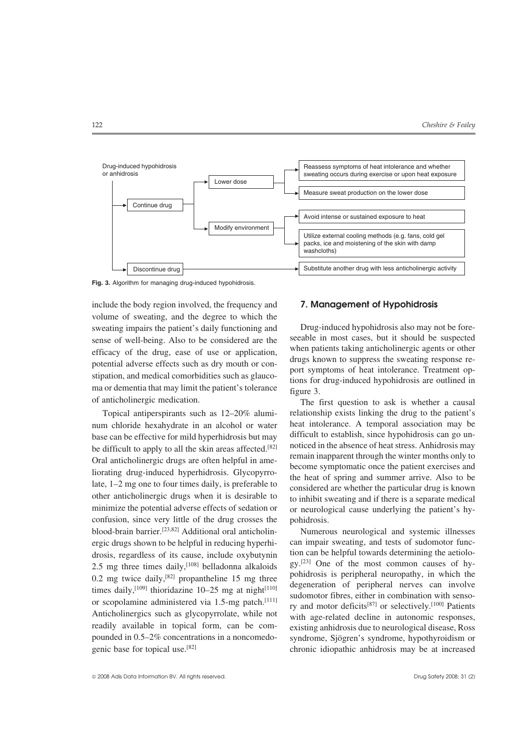- Drug-induced hypohidrosis or anhidrosis
  - Continue drug
    - Lower dose
      - Reassess symptoms of heat intolerance and whether sweating occurs during exercise or upon heat exposure
      - Measure sweat production on the lower dose
    - Modify environment
      - Avoid intense or sustained exposure to heat
      - Utilize external cooling methods (e.g. fans, cold gel packs, ice and moistening of the skin with damp washcloths)
  - Discontinue drug
    - Substitute another drug with less anticholinergic activity

**Fig. 3.** Algorithm for managing drug-induced hypohidrosis.

include the body region involved, the frequency and volume of sweating, and the degree to which the sweating impairs the patient's daily functioning and sense of well-being. Also to be considered are the efficacy of the drug, ease of use or application, potential adverse effects such as dry mouth or constipation, and medical comorbidities such as glaucoma or dementia that may limit the patient's tolerance of anticholinergic medication.

Topical antiperspirants such as 12–20% aluminum chloride hexahydrate in an alcohol or water base can be effective for mild hyperhidrosis but may be difficult to apply to all the skin areas affected.[82] Oral anticholinergic drugs are often helpful in ameliorating drug-induced hyperhidrosis. Glycopyrrolate, 1–2 mg one to four times daily, is preferable to other anticholinergic drugs when it is desirable to minimize the potential adverse effects of sedation or confusion, since very little of the drug crosses the blood-brain barrier.[23,82] Additional oral anticholinergic drugs shown to be helpful in reducing hyperhidrosis, regardless of its cause, include oxybutynin 2.5 mg three times daily,[108] belladonna alkaloids 0.2 mg twice daily,[82] propantheline 15 mg three times daily,[109] thioridazine 10–25 mg at night[110] or scopolamine administered via 1.5-mg patch.[111] Anticholinergics such as glycopyrrolate, while not readily available in topical form, can be compounded in 0.5–2% concentrations in a noncomedogenic base for topical use.[82]

## 7. Management of Hypohidrosis

Drug-induced hypohidrosis also may not be foreseeable in most cases, but it should be suspected when patients taking anticholinergic agents or other drugs known to suppress the sweating response report symptoms of heat intolerance. Treatment options for drug-induced hypohidrosis are outlined in figure 3.

The first question to ask is whether a causal relationship exists linking the drug to the patient's heat intolerance. A temporal association may be difficult to establish, since hypohidrosis can go unnoticed in the absence of heat stress. Anhidrosis may remain inapparent through the winter months only to become symptomatic once the patient exercises and the heat of spring and summer arrive. Also to be considered are whether the particular drug is known to inhibit sweating and if there is a separate medical or neurological cause underlying the patient's hypohidrosis.

Numerous neurological and systemic illnesses can impair sweating, and tests of sudomotor function can be helpful towards determining the aetiology.[23] One of the most common causes of hypohidrosis is peripheral neuropathy, in which the degeneration of peripheral nerves can involve sudomotor fibres, either in combination with sensory and motor deficits[87] or selectively.[100] Patients with age-related decline in autonomic responses, existing anhidrosis due to neurological disease, Ross syndrome, Sjögren's syndrome, hypothyroidism or chronic idiopathic anhidrosis may be at increased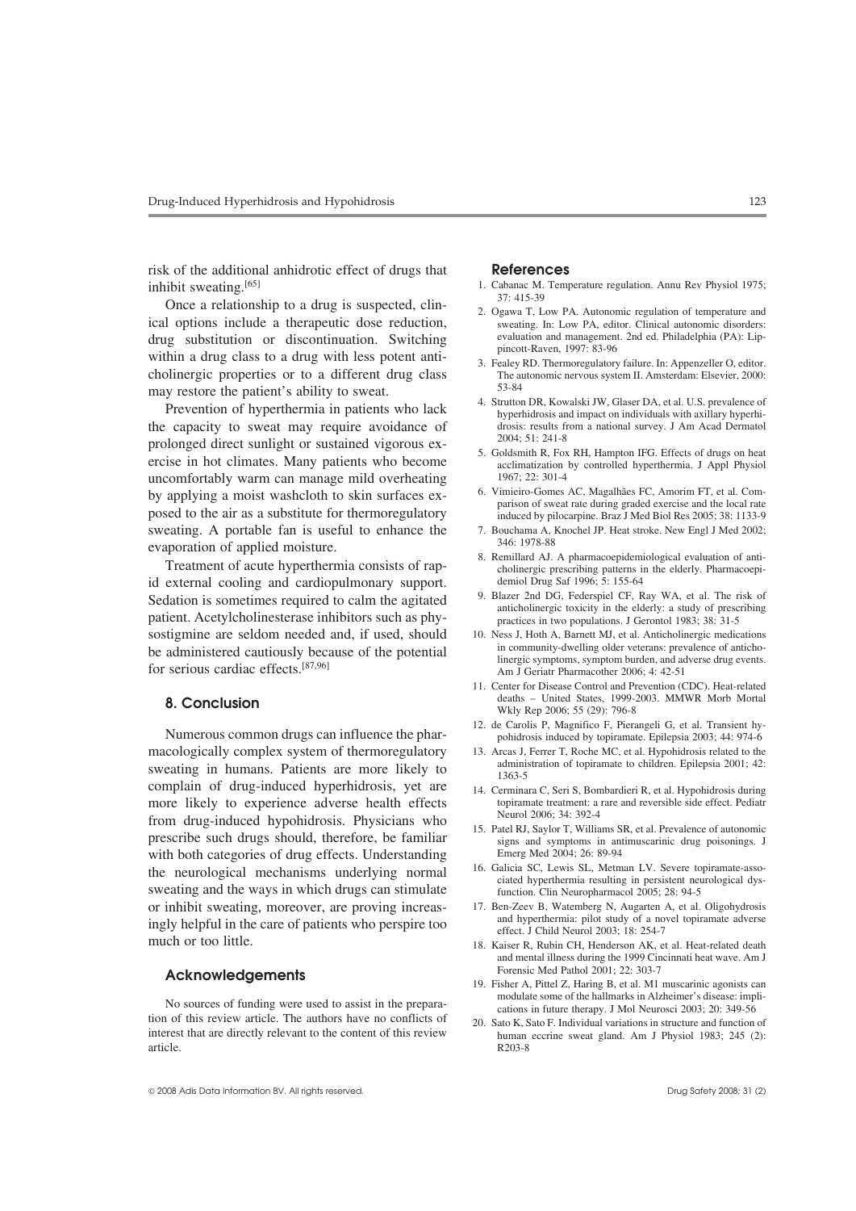risk of the additional anhidrotic effect of drugs that inhibit sweating.[65]

Once a relationship to a drug is suspected, clinical options include a therapeutic dose reduction, drug substitution or discontinuation. Switching within a drug class to a drug with less potent anticholinergic properties or to a different drug class may restore the patient's ability to sweat.

Prevention of hyperthermia in patients who lack the capacity to sweat may require avoidance of prolonged direct sunlight or sustained vigorous exercise in hot climates. Many patients who become uncomfortably warm can manage mild overheating by applying a moist washcloth to skin surfaces exposed to the air as a substitute for thermoregulatory sweating. A portable fan is useful to enhance the evaporation of applied moisture.

Treatment of acute hyperthermia consists of rapid external cooling and cardiopulmonary support. Sedation is sometimes required to calm the agitated patient. Acetylcholinesterase inhibitors such as physostigmine are seldom needed and, if used, should be administered cautiously because of the potential for serious cardiac effects.[87,96]

## 8. Conclusion

Numerous common drugs can influence the pharmacologically complex system of thermoregulatory sweating in humans. Patients are more likely to complain of drug-induced hyperhidrosis, yet are more likely to experience adverse health effects from drug-induced hypohidrosis. Physicians who prescribe such drugs should, therefore, be familiar with both categories of drug effects. Understanding the neurological mechanisms underlying normal sweating and the ways in which drugs can stimulate or inhibit sweating, moreover, are proving increasingly helpful in the care of patients who perspire too much or too little.

## Acknowledgements

No sources of funding were used to assist in the preparation of this review article. The authors have no conflicts of interest that are directly relevant to the content of this review article.

## References

1. Cabanac M. Temperature regulation. Annu Rev Physiol 1975; 37: 415-39
2. Ogawa T, Low PA. Autonomic regulation of temperature and sweating. In: Low PA, editor. Clinical autonomic disorders: evaluation and management. 2nd ed. Philadelphia (PA): Lippincott-Raven, 1997: 83-96
3. Fealey RD. Thermoregulatory failure. In: Appenzeller O, editor. The autonomic nervous system II. Amsterdam: Elsevier, 2000: 53-84
4. Strutton DR, Kowalski JW, Glaser DA, et al. U.S. prevalence of hyperhidrosis and impact on individuals with axillary hyperhidrosis: results from a national survey. J Am Acad Dermatol 2004; 51: 241-8
5. Goldsmith R, Fox RH, Hampton IFG. Effects of drugs on heat acclimatization by controlled hyperthermia. J Appl Physiol 1967; 22: 301-4
6. Vimieiro-Gomes AC, Magalhães FC, Amorim FT, et al. Comparison of sweat rate during graded exercise and the local rate induced by pilocarpine. Braz J Med Biol Res 2005; 38: 1133-9
7. Bouchama A, Knochel JP. Heat stroke. New Engl J Med 2002; 346: 1978-88
8. Remillard AJ. A pharmacoepidemiological evaluation of anticholinergic prescribing patterns in the elderly. Pharmacoepidemiol Drug Saf 1996; 5: 155-64
9. Blazer 2nd DG, Federspiel CF, Ray WA, et al. The risk of anticholinergic toxicity in the elderly: a study of prescribing practices in two populations. J Gerontol 1983; 38: 31-5
10. Ness J, Hoth A, Barnett MJ, et al. Anticholinergic medications in community-dwelling older veterans: prevalence of anticholinergic symptoms, symptom burden, and adverse drug events. Am J Geriatr Pharmacother 2006; 4: 42-51
11. Center for Disease Control and Prevention (CDC). Heat-related deaths – United States, 1999-2003. MMWR Morb Mortal Wkly Rep 2006; 55 (29): 796-8
12. de Carolis P, Magnifico F, Pierangeli G, et al. Transient hypohidrosis induced by topiramate. Epilepsia 2003; 44: 974-6
13. Arcas J, Ferrer T, Roche MC, et al. Hypohidrosis related to the administration of topiramate to children. Epilepsia 2001; 42: 1363-5
14. Cerminara C, Seri S, Bombardieri R, et al. Hypohidrosis during topiramate treatment: a rare and reversible side effect. Pediatr Neurol 2006; 34: 392-4
15. Patel RJ, Saylor T, Williams SR, et al. Prevalence of autonomic signs and symptoms in antimuscarinic drug poisonings. J Emerg Med 2004; 26: 89-94
16. Galicia SC, Lewis SL, Metman LV. Severe topiramate-associated hyperthermia resulting in persistent neurological dysfunction. Clin Neuropharmacol 2005; 28: 94-5
17. Ben-Zeev B, Watemberg N, Augarten A, et al. Oligohydrosis and hyperthermia: pilot study of a novel topiramate adverse effect. J Child Neurol 2003; 18: 254-7
18. Kaiser R, Rubin CH, Henderson AK, et al. Heat-related death and mental illness during the 1999 Cincinnati heat wave. Am J Forensic Med Pathol 2001; 22: 303-7
19. Fisher A, Pittel Z, Haring B, et al. M1 muscarinic agonists can modulate some of the hallmarks in Alzheimer's disease: implications in future therapy. J Mol Neurosci 2003; 20: 349-56
20. Sato K, Sato F. Individual variations in structure and function of human eccrine sweat gland. Am J Physiol 1983; 245 (2): R203-8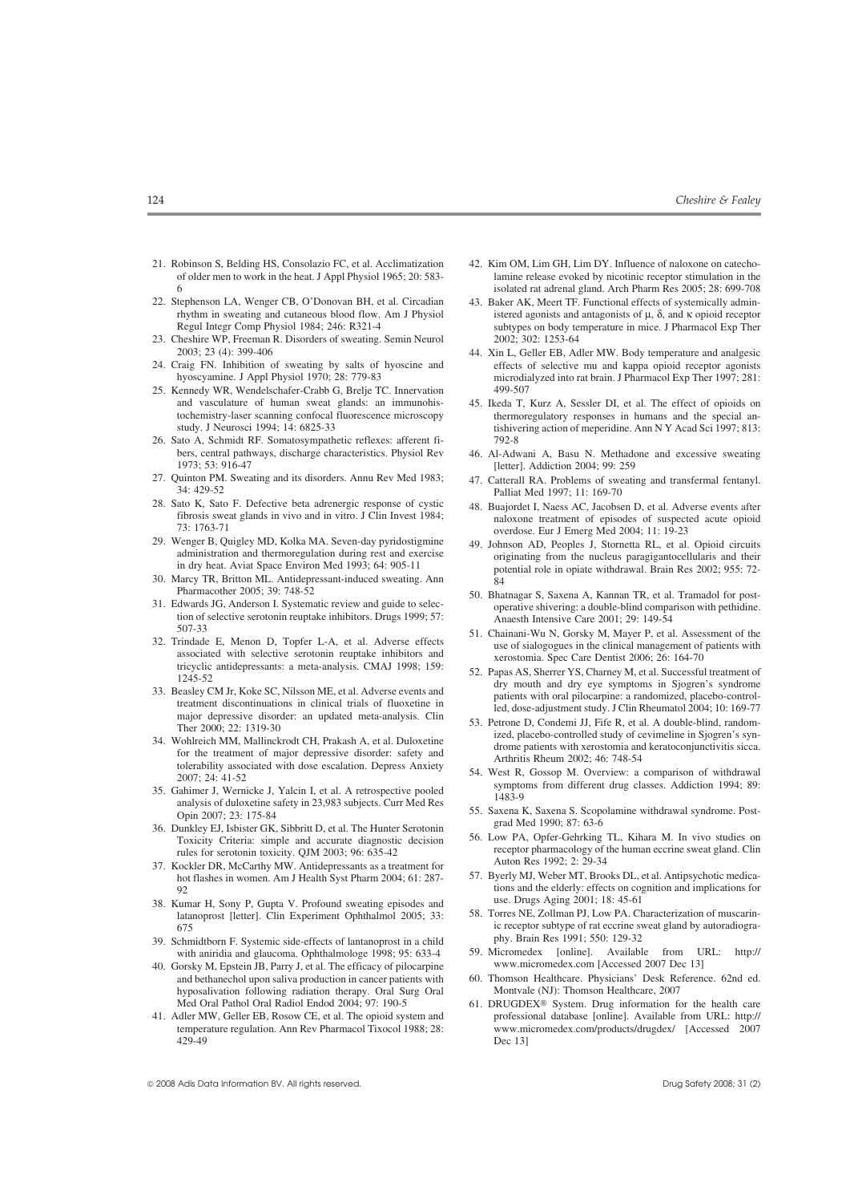21. Robinson S, Belding HS, Consolazio FC, et al. Acclimatization of older men to work in the heat. J Appl Physiol 1965; 20: 583-6
22. Stephenson LA, Wenger CB, O'Donovan BH, et al. Circadian rhythm in sweating and cutaneous blood flow. Am J Physiol Regul Integr Comp Physiol 1984; 246: R321-4
23. Cheshire WP, Freeman R. Disorders of sweating. Semin Neurol 2003; 23 (4): 399-406
24. Craig FN. Inhibition of sweating by salts of hyoscine and hyoscyamine. J Appl Physiol 1970; 28: 779-83
25. Kennedy WR, Wendelschafer-Crabb G, Brelje TC. Innervation and vasculature of human sweat glands: an immunohistochemistry-laser scanning confocal fluorescence microscopy study. J Neurosci 1994; 14: 6825-33
26. Sato A, Schmidt RF. Somatosympathetic reflexes: afferent fibers, central pathways, discharge characteristics. Physiol Rev 1973; 53: 916-47
27. Quinton PM. Sweating and its disorders. Annu Rev Med 1983; 34: 429-52
28. Sato K, Sato F. Defective beta adrenergic response of cystic fibrosis sweat glands in vivo and in vitro. J Clin Invest 1984; 73: 1763-71
29. Wenger B, Quigley MD, Kolka MA. Seven-day pyridostigmine administration and thermoregulation during rest and exercise in dry heat. Aviat Space Environ Med 1993; 64: 905-11
30. Marcy TR, Britton ML. Antidepressant-induced sweating. Ann Pharmacother 2005; 39: 748-52
31. Edwards JG, Anderson I. Systematic review and guide to selection of selective serotonin reuptake inhibitors. Drugs 1999; 57: 507-33
32. Trindade E, Menon D, Topfer L-A, et al. Adverse effects associated with selective serotonin reuptake inhibitors and tricyclic antidepressants: a meta-analysis. CMAJ 1998; 159: 1245-52
33. Beasley CM Jr, Koke SC, Nilsson ME, et al. Adverse events and treatment discontinuations in clinical trials of fluoxetine in major depressive disorder: an updated meta-analysis. Clin Ther 2000; 22: 1319-30
34. Wohlreich MM, Mallinckrodt CH, Prakash A, et al. Duloxetine for the treatment of major depressive disorder: safety and tolerability associated with dose escalation. Depress Anxiety 2007; 24: 41-52
35. Gahimer J, Wernicke J, Yalcin I, et al. A retrospective pooled analysis of duloxetine safety in 23,983 subjects. Curr Med Res Opin 2007; 23: 175-84
36. Dunkley EJ, Isbister GK, Sibbritt D, et al. The Hunter Serotonin Toxicity Criteria: simple and accurate diagnostic decision rules for serotonin toxicity. QJM 2003; 96: 635-42
37. Kockler DR, McCarthy MW. Antidepressants as a treatment for hot flashes in women. Am J Health Syst Pharm 2004; 61: 287-92
38. Kumar H, Sony P, Gupta V. Profound sweating episodes and latanoprost [letter]. Clin Experiment Ophthalmol 2005; 33: 675
39. Schmidtborn F. Systemic side-effects of lantanoprost in a child with aniridia and glaucoma. Ophthalmologe 1998; 95: 633-4
40. Gorsky M, Epstein JB, Parry J, et al. The efficacy of pilocarpine and bethanechol upon saliva production in cancer patients with hyposalivation following radiation therapy. Oral Surg Oral Med Oral Pathol Oral Radiol Endod 2004; 97: 190-5
41. Adler MW, Geller EB, Rosow CE, et al. The opioid system and temperature regulation. Ann Rev Pharmacol Tixocol 1988; 28: 429-49
42. Kim OM, Lim GH, Lim DY. Influence of naloxone on catecholamine release evoked by nicotinic receptor stimulation in the isolated rat adrenal gland. Arch Pharm Res 2005; 28: 699-708
43. Baker AK, Meert TF. Functional effects of systemically administered agonists and antagonists of μ, δ, and κ opioid receptor subtypes on body temperature in mice. J Pharmacol Exp Ther 2002; 302: 1253-64
44. Xin L, Geller EB, Adler MW. Body temperature and analgesic effects of selective mu and kappa opioid receptor agonists microdialyzed into rat brain. J Pharmacol Exp Ther 1997; 281: 499-507
45. Ikeda T, Kurz A, Sessler DI, et al. The effect of opioids on thermoregulatory responses in humans and the special antishivering action of meperidine. Ann N Y Acad Sci 1997; 813: 792-8
46. Al-Adwani A, Basu N. Methadone and excessive sweating [letter]. Addiction 2004; 99: 259
47. Catterall RA. Problems of sweating and transfermal fentanyl. Palliat Med 1997; 11: 169-70
48. Buajordet I, Naess AC, Jacobsen D, et al. Adverse events after naloxone treatment of episodes of suspected acute opioid overdose. Eur J Emerg Med 2004; 11: 19-23
49. Johnson AD, Peoples J, Stornetta RL, et al. Opioid circuits originating from the nucleus paragigantocellularis and their potential role in opiate withdrawal. Brain Res 2002; 955: 72-84
50. Bhatnagar S, Saxena A, Kannan TR, et al. Tramadol for postoperative shivering: a double-blind comparison with pethidine. Anaesth Intensive Care 2001; 29: 149-54
51. Chainani-Wu N, Gorsky M, Mayer P, et al. Assessment of the use of sialogogues in the clinical management of patients with xerostomia. Spec Care Dentist 2006; 26: 164-70
52. Papas AS, Sherrer YS, Charney M, et al. Successful treatment of dry mouth and dry eye symptoms in Sjogren's syndrome patients with oral pilocarpine: a randomized, placebo-controlled, dose-adjustment study. J Clin Rheumatol 2004; 10: 169-77
53. Petrone D, Condemi JJ, Fife R, et al. A double-blind, randomized, placebo-controlled study of cevimeline in Sjogren's syndrome patients with xerostomia and keratoconjunctivitis sicca. Arthritis Rheum 2002; 46: 748-54
54. West R, Gossop M. Overview: a comparison of withdrawal symptoms from different drug classes. Addiction 1994; 89: 1483-9
55. Saxena K, Saxena S. Scopolamine withdrawal syndrome. Postgrad Med 1990; 87: 63-6
56. Low PA, Opfer-Gehrking TL, Kihara M. In vivo studies on receptor pharmacology of the human eccrine sweat gland. Clin Auton Res 1992; 2: 29-34
57. Byerly MJ, Weber MT, Brooks DL, et al. Antipsychotic medications and the elderly: effects on cognition and implications for use. Drugs Aging 2001; 18: 45-61
58. Torres NE, Zollman PJ, Low PA. Characterization of muscarinic receptor subtype of rat eccrine sweat gland by autoradiography. Brain Res 1991; 550: 129-32
59. Micromedex [online]. Available from URL: http://www.micromedex.com [Accessed 2007 Dec 13]
60. Thomson Healthcare. Physicians' Desk Reference. 62nd ed. Montvale (NJ): Thomson Healthcare, 2007
61. DRUGDEX® System. Drug information for the health care professional database [online]. Available from URL: http://www.micromedex.com/products/drugdex/ [Accessed 2007 Dec 13]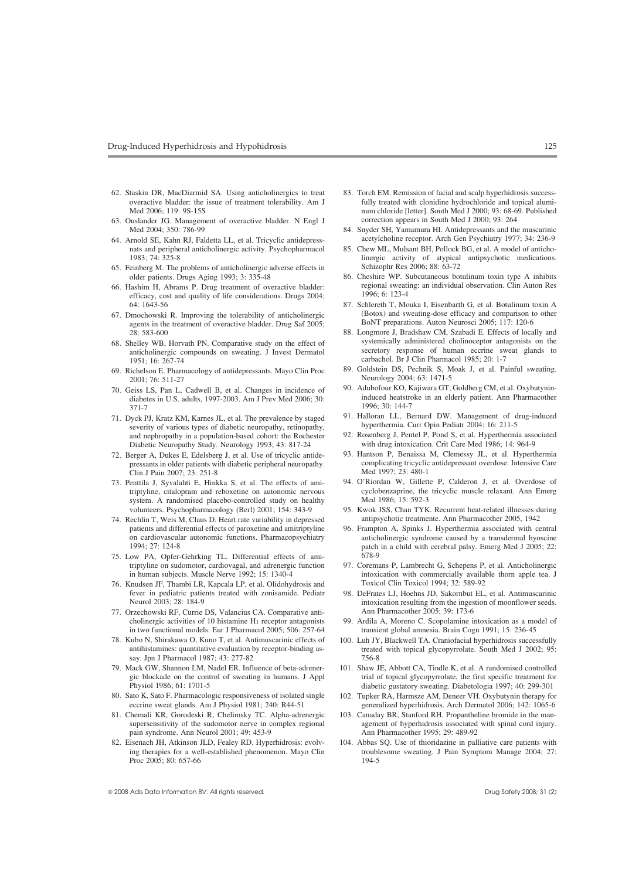62. Staskin DR, MacDiarmid SA. Using anticholinergics to treat overactive bladder: the issue of treatment tolerability. Am J Med 2006; 119: 9S-15S
63. Ouslander JG. Management of overactive bladder. N Engl J Med 2004; 350: 786-99
64. Arnold SE, Kahn RJ, Faldetta LL, et al. Tricyclic antidepressants and peripheral anticholinergic activity. Psychopharmacol 1983; 74: 325-8
65. Feinberg M. The problems of anticholinergic adverse effects in older patients. Drugs Aging 1993; 3: 335-48
66. Hashim H, Abrams P. Drug treatment of overactive bladder: efficacy, cost and quality of life considerations. Drugs 2004; 64: 1643-56
67. Dmochowski R. Improving the tolerability of anticholinergic agents in the treatment of overactive bladder. Drug Saf 2005; 28: 583-600
68. Shelley WB, Horvath PN. Comparative study on the effect of anticholinergic compounds on sweating. J Invest Dermatol 1951; 16: 267-74
69. Richelson E. Pharmacology of antidepressants. Mayo Clin Proc 2001; 76: 511-27
70. Geiss LS, Pan L, Cadwell B, et al. Changes in incidence of diabetes in U.S. adults, 1997-2003. Am J Prev Med 2006; 30: 371-7
71. Dyck PJ, Kratz KM, Karnes JL, et al. The prevalence by staged severity of various types of diabetic neuropathy, retinopathy, and nephropathy in a population-based cohort: the Rochester Diabetic Neuropathy Study. Neurology 1993; 43: 817-24
72. Berger A, Dukes E, Edelsberg J, et al. Use of tricyclic antidepressants in older patients with diabetic peripheral neuropathy. Clin J Pain 2007; 23: 251-8
73. Penttila J, Syvalahti E, Hinkka S, et al. The effects of amitriptyline, citalopram and reboxetine on autonomic nervous system. A randomised placebo-controlled study on healthy volunteers. Psychopharmacology (Berl) 2001; 154: 343-9
74. Rechlin T, Weis M, Claus D. Heart rate variability in depressed patients and differential effects of paroxetine and amitriptyline on cardiovascular autonomic functions. Pharmacopsychiatry 1994; 27: 124-8
75. Low PA, Opfer-Gehrking TL. Differential effects of amitriptyline on sudomotor, cardiovagal, and adrenergic function in human subjects. Muscle Nerve 1992; 15: 1340-4
76. Knudsen JF, Thambi LR, Kapcala LP, et al. Olidohydrosis and fever in pediatric patients treated with zonisamide. Pediatr Neurol 2003; 28: 184-9
77. Orzechowski RF, Currie DS, Valancius CA. Comparative anticholinergic activities of 10 histamine H1 receptor antagonists in two functional models. Eur J Pharmacol 2005; 506: 257-64
78. Kubo N, Shirakawa O, Kuno T, et al. Antimuscarinic effects of antihistamines: quantitative evaluation by receptor-binding assay. Jpn J Pharmacol 1987; 43: 277-82
79. Mack GW, Shannon LM, Nadel ER. Influence of beta-adrenergic blockade on the control of sweating in humans. J Appl Physiol 1986; 61: 1701-5
80. Sato K, Sato F. Pharmacologic responsiveness of isolated single eccrine sweat glands. Am J Physiol 1981; 240: R44-51
81. Chemali KR, Gorodeski R, Chelimsky TC. Alpha-adrenergic supersensitivity of the sudomotor nerve in complex regional pain syndrome. Ann Neurol 2001; 49: 453-9
82. Eisenach JH, Atkinson JLD, Fealey RD. Hyperhidrosis: evolving therapies for a well-established phenomenon. Mayo Clin Proc 2005; 80: 657-66
83. Torch EM. Remission of facial and scalp hyperhidrosis successfully treated with clonidine hydrochloride and topical aluminum chloride [letter]. South Med J 2000; 93: 68-69. Published correction appears in South Med J 2000; 93: 264
84. Snyder SH, Yamamura HI. Antidepressants and the muscarinic acetylcholine receptor. Arch Gen Psychiatry 1977; 34: 236-9
85. Chew ML, Mulsant BH, Pollock BG, et al. A model of anticholinergic activity of atypical antipsychotic medications. Schizophr Res 2006; 88: 63-72
86. Cheshire WP. Subcutaneous botulinum toxin type A inhibits regional sweating: an individual observation. Clin Auton Res 1996; 6: 123-4
87. Schlereth T, Mouka I, Eisenbarth G, et al. Botulinum toxin A (Botox) and sweating-dose efficacy and comparison to other BoNT preparations. Auton Neurosci 2005; 117: 120-6
88. Longmore J, Bradshaw CM, Szabadi E. Effects of locally and systemically administered cholinoceptor antagonists on the secretory response of human eccrine sweat glands to carbachol. Br J Clin Pharmacol 1985; 20: 1-7
89. Goldstein DS, Pechnik S, Moak J, et al. Painful sweating. Neurology 2004; 63: 1471-5
90. Adubofour KO, Kajiwara GT, Goldberg CM, et al. Oxybutynin-induced heatstroke in an elderly patient. Ann Pharmacother 1996; 30: 144-7
91. Halloran LL, Bernard DW. Management of drug-induced hyperthermia. Curr Opin Pediatr 2004; 16: 211-5
92. Rosenberg J, Pentel P, Pond S, et al. Hyperthermia associated with drug intoxication. Crit Care Med 1986; 14: 964-9
93. Hantson P, Benaissa M, Clemessy JL, et al. Hyperthermia complicating tricyclic antidepressant overdose. Intensive Care Med 1997; 23: 480-1
94. O'Riordan W, Gillette P, Calderon J, et al. Overdose of cyclobenzaprine, the tricyclic muscle relaxant. Ann Emerg Med 1986; 15: 592-3
95. Kwok JSS, Chan TYK. Recurrent heat-related illnesses during antipsychotic treatmente. Ann Pharmacother 2005, 1942
96. Frampton A, Spinks J. Hyperthermia associated with central anticholinergic syndrome caused by a transdermal hyoscine patch in a child with cerebral palsy. Emerg Med J 2005; 22: 678-9
97. Coremans P, Lambrecht G, Schepens P, et al. Anticholinergic intoxication with commercially available thorn apple tea. J Toxicol Clin Toxicol 1994; 32: 589-92
98. DeFrates LJ, Hoehns JD, Sakornbut EL, et al. Antimuscarinic intoxication resulting from the ingestion of moonflower seeds. Ann Pharmacother 2005; 39: 173-6
99. Ardila A, Moreno C. Scopolamine intoxication as a model of transient global amnesia. Brain Cogn 1991; 15: 236-45
100. Luh JY, Blackwell TA. Craniofacial hyperhidrosis successfully treated with topical glycopyrrolate. South Med J 2002; 95: 756-8
101. Shaw JE, Abbott CA, Tindle K, et al. A randomised controlled trial of topical glycopyrrolate, the first specific treatment for diabetic gustatory sweating. Diabetologia 1997; 40: 299-301
102. Tupker RA, Harmsze AM, Deneer VH. Oxybutynin therapy for generalized hyperhidrosis. Arch Dermatol 2006; 142: 1065-6
103. Canaday BR, Stanford RH. Propantheline bromide in the management of hyperhidrosis associated with spinal cord injury. Ann Pharmacother 1995; 29: 489-92
104. Abbas SQ. Use of thioridazine in palliative care patients with troublesome sweating. J Pain Symptom Manage 2004; 27: 194-5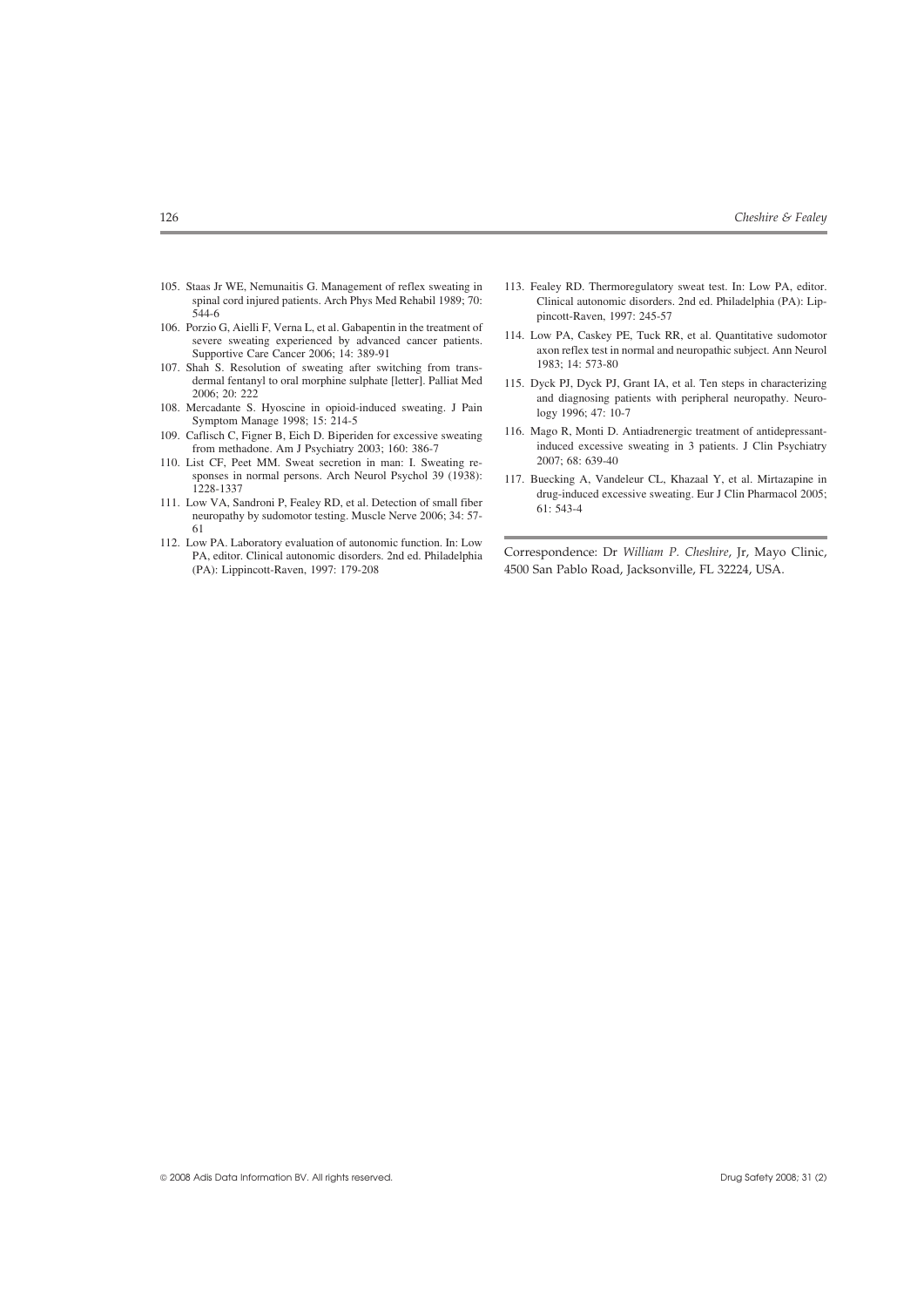105. Staas Jr WE, Nemunaitis G. Management of reflex sweating in spinal cord injured patients. Arch Phys Med Rehabil 1989; 70: 544-6
106. Porzio G, Aielli F, Verna L, et al. Gabapentin in the treatment of severe sweating experienced by advanced cancer patients. Supportive Care Cancer 2006; 14: 389-91
107. Shah S. Resolution of sweating after switching from transdermal fentanyl to oral morphine sulphate [letter]. Palliat Med 2006; 20: 222
108. Mercadante S. Hyoscine in opioid-induced sweating. J Pain Symptom Manage 1998; 15: 214-5
109. Caflisch C, Figner B, Eich D. Biperiden for excessive sweating from methadone. Am J Psychiatry 2003; 160: 386-7
110. List CF, Peet MM. Sweat secretion in man: I. Sweating responses in normal persons. Arch Neurol Psychol 39 (1938): 1228-1337
111. Low VA, Sandroni P, Fealey RD, et al. Detection of small fiber neuropathy by sudomotor testing. Muscle Nerve 2006; 34: 57-61
112. Low PA. Laboratory evaluation of autonomic function. In: Low PA, editor. Clinical autonomic disorders. 2nd ed. Philadelphia (PA): Lippincott-Raven, 1997: 179-208
113. Fealey RD. Thermoregulatory sweat test. In: Low PA, editor. Clinical autonomic disorders. 2nd ed. Philadelphia (PA): Lippincott-Raven, 1997: 245-57
114. Low PA, Caskey PE, Tuck RR, et al. Quantitative sudomotor axon reflex test in normal and neuropathic subject. Ann Neurol 1983; 14: 573-80
115. Dyck PJ, Dyck PJ, Grant IA, et al. Ten steps in characterizing and diagnosing patients with peripheral neuropathy. Neurology 1996; 47: 10-7
116. Mago R, Monti D. Antiadrenergic treatment of antidepressant-induced excessive sweating in 3 patients. J Clin Psychiatry 2007; 68: 639-40
117. Buecking A, Vandeleur CL, Khazaal Y, et al. Mirtazapine in drug-induced excessive sweating. Eur J Clin Pharmacol 2005; 61: 543-4

Correspondence: Dr *William P. Cheshire*, Jr, Mayo Clinic, 4500 San Pablo Road, Jacksonville, FL 32224, USA.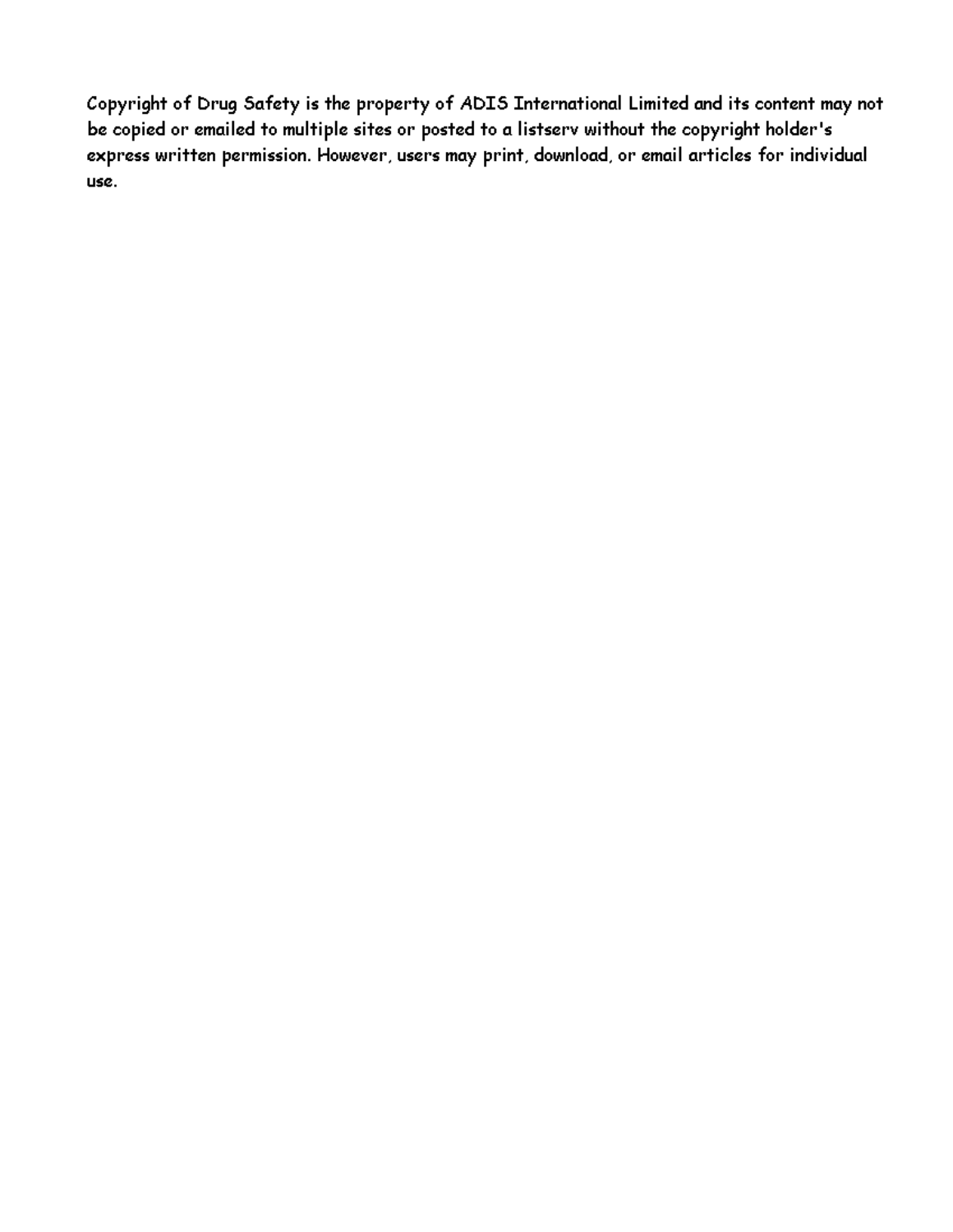Copyright of Drug Safety is the property of ADIS International Limited and its content may not be copied or emailed to multiple sites or posted to a listserv without the copyright holder's express written permission. However, users may print, download, or email articles for individual use.